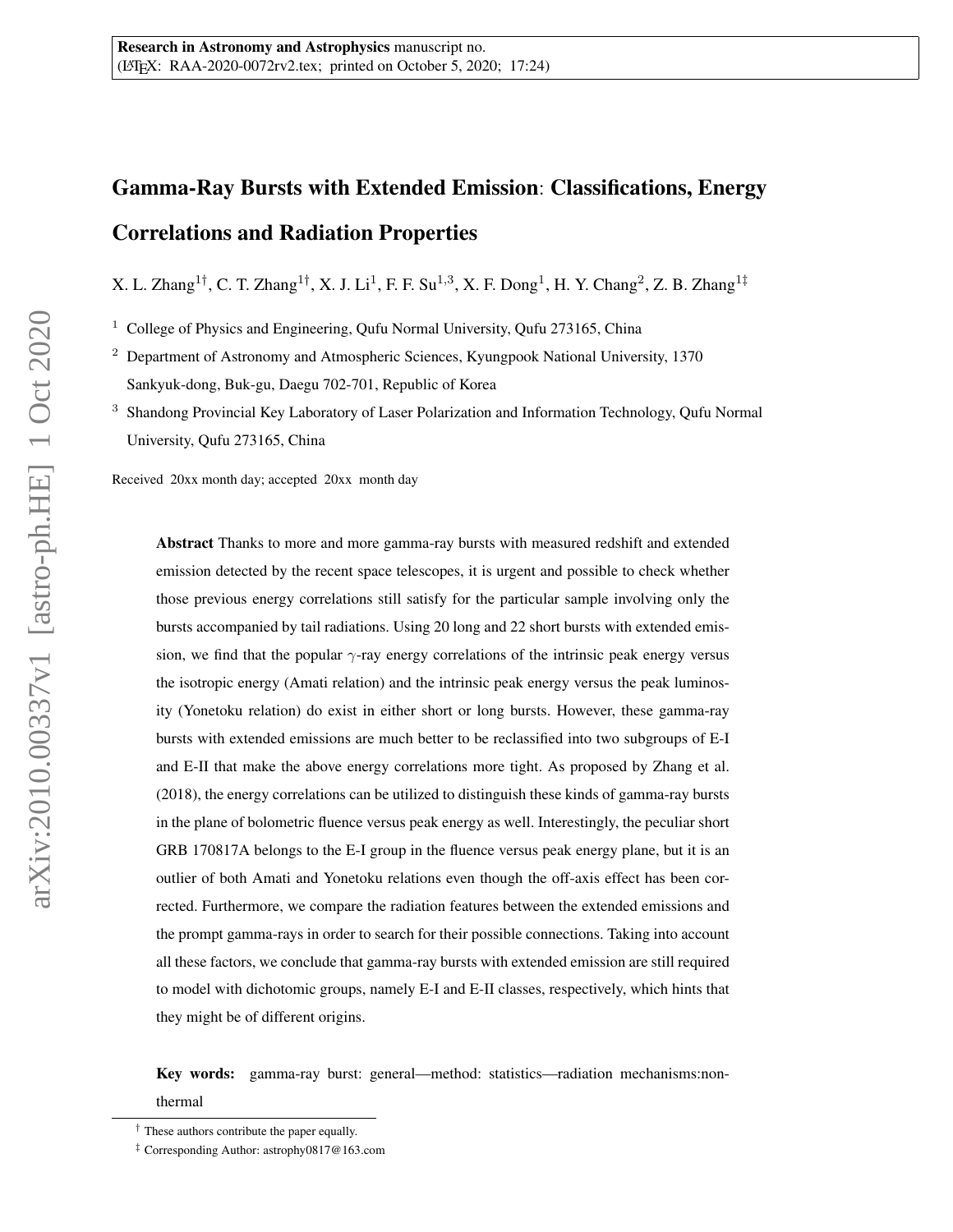Research in Astronomy and Astrophysics manuscript no.
(LaTeX: RAA-2020-0072rv2.tex; printed on October 5, 2020; 17:24)

# Gamma-Ray Bursts with Extended Emission: Classifications, Energy Correlations and Radiation Properties

X. L. Zhang[1†], C. T. Zhang[1†], X. J. Li[1], F. F. Su[1,3], X. F. Dong[1], H. Y. Chang[2], Z. B. Zhang[1‡]

[1] College of Physics and Engineering, Qufu Normal University, Qufu 273165, China

[2] Department of Astronomy and Atmospheric Sciences, Kyungpook National University, 1370 Sankyuk-dong, Buk-gu, Daegu 702-701, Republic of Korea

[3] Shandong Provincial Key Laboratory of Laser Polarization and Information Technology, Qufu Normal University, Qufu 273165, China

Received 20xx month day; accepted 20xx month day

**Abstract** Thanks to more and more gamma-ray bursts with measured redshift and extended emission detected by the recent space telescopes, it is urgent and possible to check whether those previous energy correlations still satisfy for the particular sample involving only the bursts accompanied by tail radiations. Using 20 long and 22 short bursts with extended emission, we find that the popular $\gamma$-ray energy correlations of the intrinsic peak energy versus the isotropic energy (Amati relation) and the intrinsic peak energy versus the peak luminosity (Yonetoku relation) do exist in either short or long bursts. However, these gamma-ray bursts with extended emissions are much better to be reclassified into two subgroups of E-I and E-II that make the above energy correlations more tight. As proposed by Zhang et al. (2018), the energy correlations can be utilized to distinguish these kinds of gamma-ray bursts in the plane of bolometric fluence versus peak energy as well. Interestingly, the peculiar short GRB 170817A belongs to the E-I group in the fluence versus peak energy plane, but it is an outlier of both Amati and Yonetoku relations even though the off-axis effect has been corrected. Furthermore, we compare the radiation features between the extended emissions and the prompt gamma-rays in order to search for their possible connections. Taking into account all these factors, we conclude that gamma-ray bursts with extended emission are still required to model with dichotomic groups, namely E-I and E-II classes, respectively, which hints that they might be of different origins.

**Key words:** gamma-ray burst: general—method: statistics—radiation mechanisms:non-thermal

† These authors contribute the paper equally.

‡ Corresponding Author: astrophy0817@163.com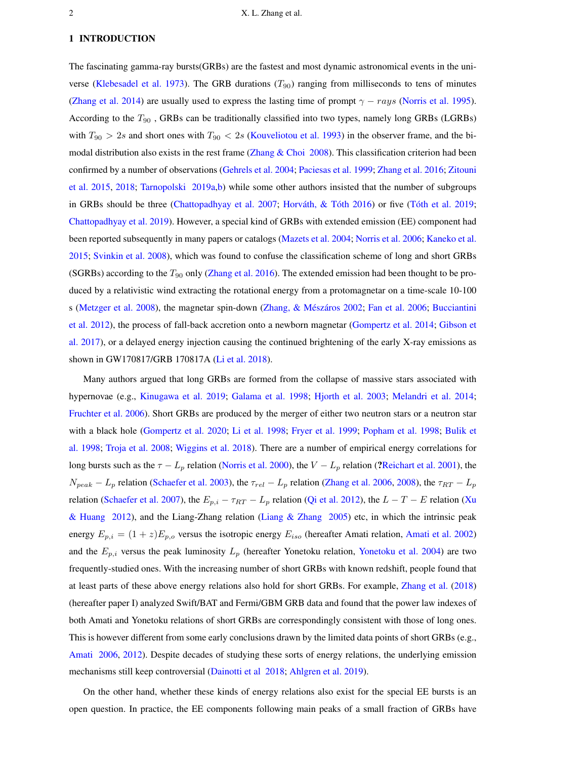## 1 INTRODUCTION

The fascinating gamma-ray bursts(GRBs) are the fastest and most dynamic astronomical events in the universe (Klebesadel et al. 1973). The GRB durations ($T_{90}$) ranging from milliseconds to tens of minutes (Zhang et al. 2014) are usually used to express the lasting time of prompt $\gamma - rays$ (Norris et al. 1995). According to the $T_{90}$ , GRBs can be traditionally classified into two types, namely long GRBs (LGRBs) with $T_{90} > 2s$ and short ones with $T_{90} < 2s$ (Kouveliotou et al. 1993) in the observer frame, and the bimodal distribution also exists in the rest frame (Zhang & Choi 2008). This classification criterion had been confirmed by a number of observations (Gehrels et al. 2004; Paciesas et al. 1999; Zhang et al. 2016; Zitouni et al. 2015, 2018; Tarnopolski 2019a,b) while some other authors insisted that the number of subgroups in GRBs should be three (Chattopadhyay et al. 2007; Horváth, & Tóth 2016) or five (Tóth et al. 2019; Chattopadhyay et al. 2019). However, a special kind of GRBs with extended emission (EE) component had been reported subsequently in many papers or catalogs (Mazets et al. 2004; Norris et al. 2006; Kaneko et al. 2015; Svinkin et al. 2008), which was found to confuse the classification scheme of long and short GRBs (SGRBs) according to the $T_{90}$ only (Zhang et al. 2016). The extended emission had been thought to be produced by a relativistic wind extracting the rotational energy from a protomagnetar on a time-scale 10-100 s (Metzger et al. 2008), the magnetar spin-down (Zhang, & Mészáros 2002; Fan et al. 2006; Bucciantini et al. 2012), the process of fall-back accretion onto a newborn magnetar (Gompertz et al. 2014; Gibson et al. 2017), or a delayed energy injection causing the continued brightening of the early X-ray emissions as shown in GW170817/GRB 170817A (Li et al. 2018).

Many authors argued that long GRBs are formed from the collapse of massive stars associated with hypernovae (e.g., Kinugawa et al. 2019; Galama et al. 1998; Hjorth et al. 2003; Melandri et al. 2014; Fruchter et al. 2006). Short GRBs are produced by the merger of either two neutron stars or a neutron star with a black hole (Gompertz et al. 2020; Li et al. 1998; Fryer et al. 1999; Popham et al. 1998; Bulik et al. 1998; Troja et al. 2008; Wiggins et al. 2018). There are a number of empirical energy correlations for long bursts such as the $\tau - L_p$ relation (Norris et al. 2000), the $V - L_p$ relation (?Reichart et al. 2001), the $N_{peak} - L_p$ relation (Schaefer et al. 2003), the $\tau_{rel} - L_p$ relation (Zhang et al. 2006, 2008), the $\tau_{RT} - L_p$ relation (Schaefer et al. 2007), the $E_{p,i} - \tau_{RT} - L_p$ relation (Qi et al. 2012), the $L - T - E$ relation (Xu & Huang 2012), and the Liang-Zhang relation (Liang & Zhang 2005) etc, in which the intrinsic peak energy $E_{p,i} = (1 + z)E_{p,o}$ versus the isotropic energy $E_{iso}$ (hereafter Amati relation, Amati et al. 2002) and the $E_{p,i}$ versus the peak luminosity $L_p$ (hereafter Yonetoku relation, Yonetoku et al. 2004) are two frequently-studied ones. With the increasing number of short GRBs with known redshift, people found that at least parts of these above energy relations also hold for short GRBs. For example, Zhang et al. (2018) (hereafter paper I) analyzed Swift/BAT and Fermi/GBM GRB data and found that the power law indexes of both Amati and Yonetoku relations of short GRBs are correspondingly consistent with those of long ones. This is however different from some early conclusions drawn by the limited data points of short GRBs (e.g., Amati 2006, 2012). Despite decades of studying these sorts of energy relations, the underlying emission mechanisms still keep controversial (Dainotti et al 2018; Ahlgren et al. 2019).

On the other hand, whether these kinds of energy relations also exist for the special EE bursts is an open question. In practice, the EE components following main peaks of a small fraction of GRBs have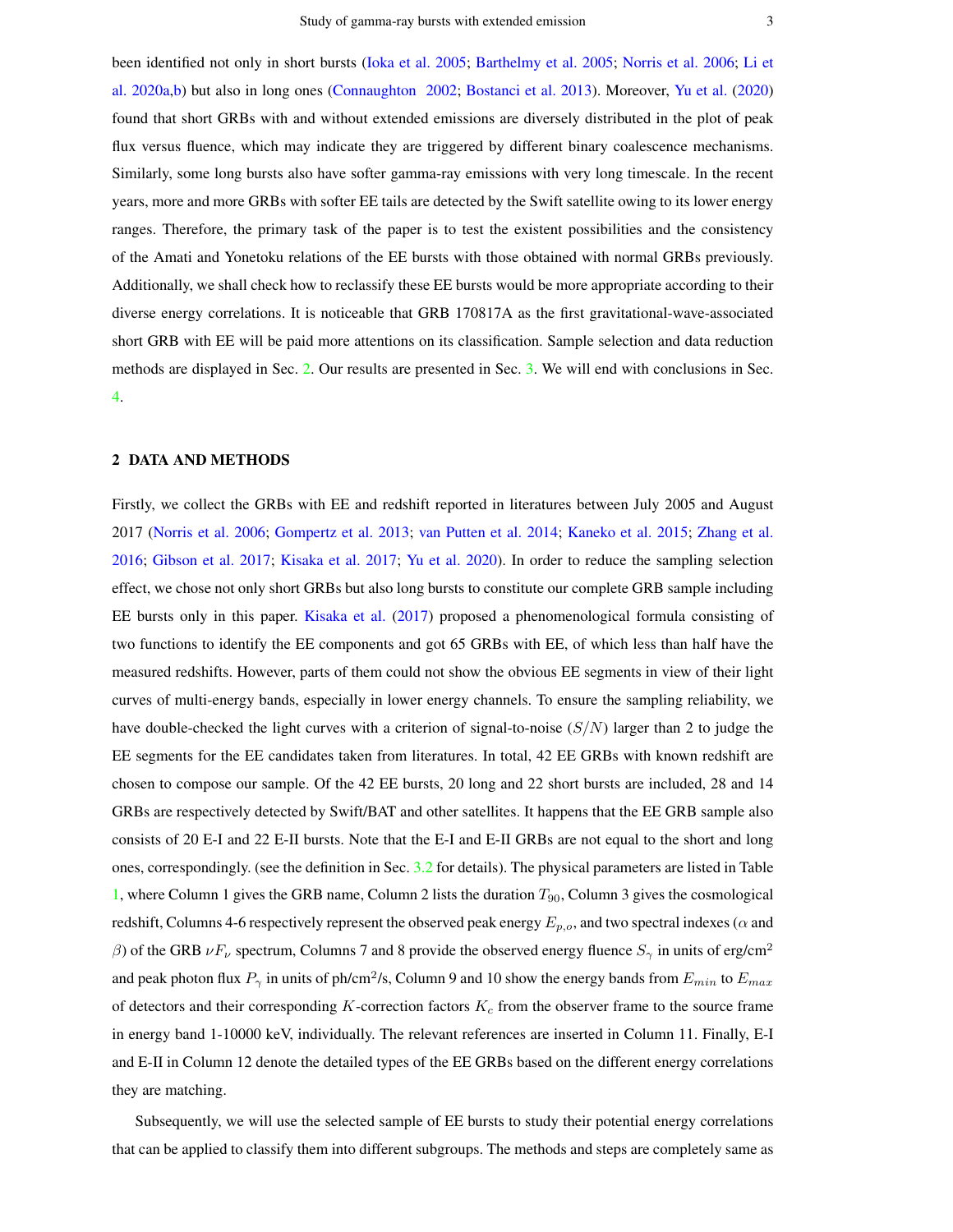been identified not only in short bursts (Ioka et al. 2005; Barthelmy et al. 2005; Norris et al. 2006; Li et al. 2020a,b) but also in long ones (Connaughton 2002; Bostanci et al. 2013). Moreover, Yu et al. (2020) found that short GRBs with and without extended emissions are diversely distributed in the plot of peak flux versus fluence, which may indicate they are triggered by different binary coalescence mechanisms. Similarly, some long bursts also have softer gamma-ray emissions with very long timescale. In the recent years, more and more GRBs with softer EE tails are detected by the Swift satellite owing to its lower energy ranges. Therefore, the primary task of the paper is to test the existent possibilities and the consistency of the Amati and Yonetoku relations of the EE bursts with those obtained with normal GRBs previously. Additionally, we shall check how to reclassify these EE bursts would be more appropriate according to their diverse energy correlations. It is noticeable that GRB 170817A as the first gravitational-wave-associated short GRB with EE will be paid more attentions on its classification. Sample selection and data reduction methods are displayed in Sec. 2. Our results are presented in Sec. 3. We will end with conclusions in Sec. 4.

## 2 DATA AND METHODS

Firstly, we collect the GRBs with EE and redshift reported in literatures between July 2005 and August 2017 (Norris et al. 2006; Gompertz et al. 2013; van Putten et al. 2014; Kaneko et al. 2015; Zhang et al. 2016; Gibson et al. 2017; Kisaka et al. 2017; Yu et al. 2020). In order to reduce the sampling selection effect, we chose not only short GRBs but also long bursts to constitute our complete GRB sample including EE bursts only in this paper. Kisaka et al. (2017) proposed a phenomenological formula consisting of two functions to identify the EE components and got 65 GRBs with EE, of which less than half have the measured redshifts. However, parts of them could not show the obvious EE segments in view of their light curves of multi-energy bands, especially in lower energy channels. To ensure the sampling reliability, we have double-checked the light curves with a criterion of signal-to-noise ($S/N$) larger than 2 to judge the EE segments for the EE candidates taken from literatures. In total, 42 EE GRBs with known redshift are chosen to compose our sample. Of the 42 EE bursts, 20 long and 22 short bursts are included, 28 and 14 GRBs are respectively detected by Swift/BAT and other satellites. It happens that the EE GRB sample also consists of 20 E-I and 22 E-II bursts. Note that the E-I and E-II GRBs are not equal to the short and long ones, correspondingly. (see the definition in Sec. 3.2 for details). The physical parameters are listed in Table 1, where Column 1 gives the GRB name, Column 2 lists the duration $T_{90}$, Column 3 gives the cosmological redshift, Columns 4-6 respectively represent the observed peak energy $E_{p,o}$, and two spectral indexes ($\alpha$ and $\beta$) of the GRB $\nu F_\nu$ spectrum, Columns 7 and 8 provide the observed energy fluence $S_\gamma$ in units of erg/cm$^2$ and peak photon flux $P_\gamma$ in units of ph/cm$^2$/s, Column 9 and 10 show the energy bands from $E_{min}$ to $E_{max}$ of detectors and their corresponding $K$-correction factors $K_c$ from the observer frame to the source frame in energy band 1-10000 keV, individually. The relevant references are inserted in Column 11. Finally, E-I and E-II in Column 12 denote the detailed types of the EE GRBs based on the different energy correlations they are matching.

Subsequently, we will use the selected sample of EE bursts to study their potential energy correlations that can be applied to classify them into different subgroups. The methods and steps are completely same as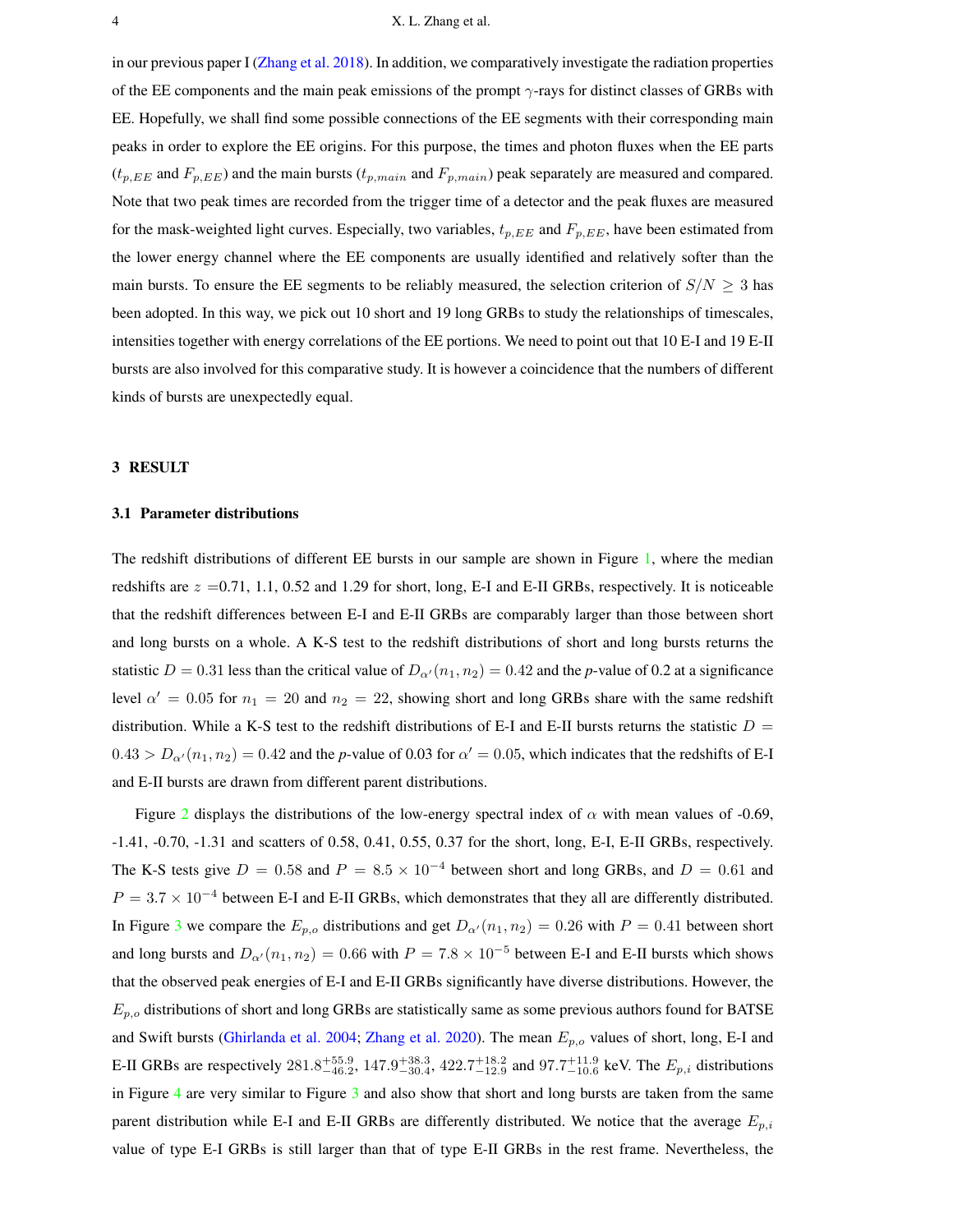in our previous paper I (Zhang et al. 2018). In addition, we comparatively investigate the radiation properties of the EE components and the main peak emissions of the prompt $\gamma$-rays for distinct classes of GRBs with EE. Hopefully, we shall find some possible connections of the EE segments with their corresponding main peaks in order to explore the EE origins. For this purpose, the times and photon fluxes when the EE parts ($t_{p,EE}$ and $F_{p,EE}$) and the main bursts ($t_{p,main}$ and $F_{p,main}$) peak separately are measured and compared. Note that two peak times are recorded from the trigger time of a detector and the peak fluxes are measured for the mask-weighted light curves. Especially, two variables, $t_{p,EE}$ and $F_{p,EE}$, have been estimated from the lower energy channel where the EE components are usually identified and relatively softer than the main bursts. To ensure the EE segments to be reliably measured, the selection criterion of $S/N \geq 3$ has been adopted. In this way, we pick out 10 short and 19 long GRBs to study the relationships of timescales, intensities together with energy correlations of the EE portions. We need to point out that 10 E-I and 19 E-II bursts are also involved for this comparative study. It is however a coincidence that the numbers of different kinds of bursts are unexpectedly equal.

## 3 RESULT

### 3.1 Parameter distributions

The redshift distributions of different EE bursts in our sample are shown in Figure 1, where the median redshifts are $z$ =0.71, 1.1, 0.52 and 1.29 for short, long, E-I and E-II GRBs, respectively. It is noticeable that the redshift differences between E-I and E-II GRBs are comparably larger than those between short and long bursts on a whole. A K-S test to the redshift distributions of short and long bursts returns the statistic $D = 0.31$ less than the critical value of $D_{\alpha'}(n_1, n_2) = 0.42$ and the *p*-value of 0.2 at a significance level $\alpha' = 0.05$ for $n_1 = 20$ and $n_2 = 22$, showing short and long GRBs share with the same redshift distribution. While a K-S test to the redshift distributions of E-I and E-II bursts returns the statistic $D = 0.43 > D_{\alpha'}(n_1, n_2) = 0.42$ and the *p*-value of 0.03 for $\alpha' = 0.05$, which indicates that the redshifts of E-I and E-II bursts are drawn from different parent distributions.

Figure 2 displays the distributions of the low-energy spectral index of $\alpha$ with mean values of -0.69, -1.41, -0.70, -1.31 and scatters of 0.58, 0.41, 0.55, 0.37 for the short, long, E-I, E-II GRBs, respectively. The K-S tests give $D = 0.58$ and $P = 8.5 \times 10^{-4}$ between short and long GRBs, and $D = 0.61$ and $P = 3.7 \times 10^{-4}$ between E-I and E-II GRBs, which demonstrates that they all are differently distributed. In Figure 3 we compare the $E_{p,o}$ distributions and get $D_{\alpha'}(n_1, n_2) = 0.26$ with $P = 0.41$ between short and long bursts and $D_{\alpha'}(n_1, n_2) = 0.66$ with $P = 7.8 \times 10^{-5}$ between E-I and E-II bursts which shows that the observed peak energies of E-I and E-II GRBs significantly have diverse distributions. However, the $E_{p,o}$ distributions of short and long GRBs are statistically same as some previous authors found for BATSE and Swift bursts (Ghirlanda et al. 2004; Zhang et al. 2020). The mean $E_{p,o}$ values of short, long, E-I and E-II GRBs are respectively $281.8^{+55.9}_{-46.2}$, $147.9^{+38.3}_{-30.4}$, $422.7^{+18.2}_{-12.9}$ and $97.7^{+11.9}_{-10.6}$ keV. The $E_{p,i}$ distributions in Figure 4 are very similar to Figure 3 and also show that short and long bursts are taken from the same parent distribution while E-I and E-II GRBs are differently distributed. We notice that the average $E_{p,i}$ value of type E-I GRBs is still larger than that of type E-II GRBs in the rest frame. Nevertheless, the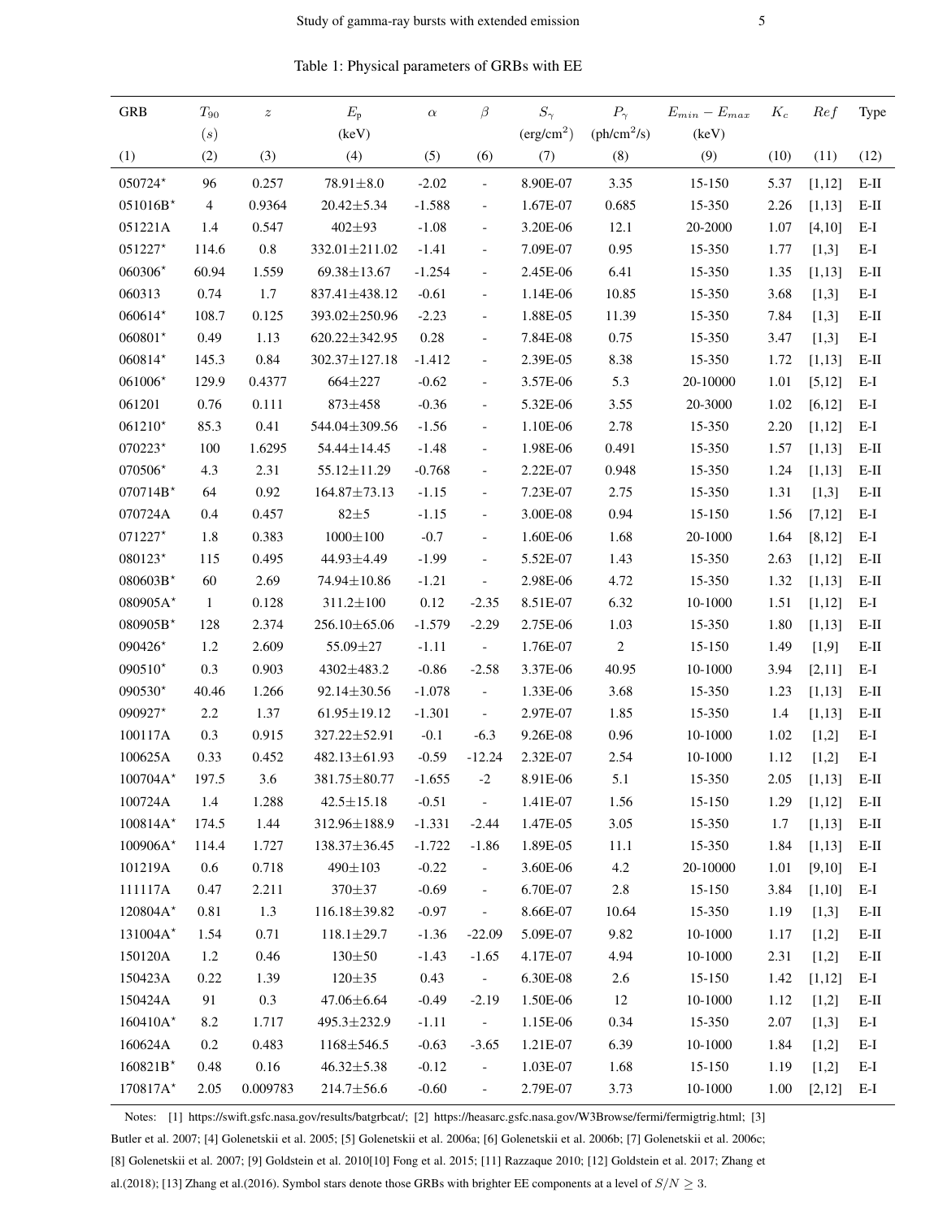Table 1: Physical parameters of GRBs with EE

| GRB | $T_{90}$ | $z$ | $E_{\rm p}$ | $\alpha$ | $\beta$ | $S_\gamma$ | $P_\gamma$ | $E_{min}-E_{max}$ | $K_c$ | $Ref$ | Type |
|---|---|---|---|---|---|---|---|---|---|---|---|
| | $(s)$ | | (keV) | | | (erg/cm$^2$) | (ph/cm$^2$/s) | (keV) | | | |
| (1) | (2) | (3) | (4) | (5) | (6) | (7) | (8) | (9) | (10) | (11) | (12) |
| 050724$^\star$ | 96 | 0.257 | 78.91±8.0 | -2.02 | - | 8.90E-07 | 3.35 | 15-150 | 5.37 | [1,12] | E-II |
| 051016B$^\star$ | 4 | 0.9364 | 20.42±5.34 | -1.588 | - | 1.67E-07 | 0.685 | 15-350 | 2.26 | [1,13] | E-II |
| 051221A | 1.4 | 0.547 | 402±93 | -1.08 | - | 3.20E-06 | 12.1 | 20-2000 | 1.07 | [4,10] | E-I |
| 051227$^\star$ | 114.6 | 0.8 | 332.01±211.02 | -1.41 | - | 7.09E-07 | 0.95 | 15-350 | 1.77 | [1,3] | E-I |
| 060306$^\star$ | 60.94 | 1.559 | 69.38±13.67 | -1.254 | - | 2.45E-06 | 6.41 | 15-350 | 1.35 | [1,13] | E-II |
| 060313 | 0.74 | 1.7 | 837.41±438.12 | -0.61 | - | 1.14E-06 | 10.85 | 15-350 | 3.68 | [1,3] | E-I |
| 060614$^\star$ | 108.7 | 0.125 | 393.02±250.96 | -2.23 | - | 1.88E-05 | 11.39 | 15-350 | 7.84 | [1,3] | E-II |
| 060801$^\star$ | 0.49 | 1.13 | 620.22±342.95 | 0.28 | - | 7.84E-08 | 0.75 | 15-350 | 3.47 | [1,3] | E-I |
| 060814$^\star$ | 145.3 | 0.84 | 302.37±127.18 | -1.412 | - | 2.39E-05 | 8.38 | 15-350 | 1.72 | [1,13] | E-II |
| 061006$^\star$ | 129.9 | 0.4377 | 664±227 | -0.62 | - | 3.57E-06 | 5.3 | 20-10000 | 1.01 | [5,12] | E-I |
| 061201 | 0.76 | 0.111 | 873±458 | -0.36 | - | 5.32E-06 | 3.55 | 20-3000 | 1.02 | [6,12] | E-I |
| 061210$^\star$ | 85.3 | 0.41 | 544.04±309.56 | -1.56 | - | 1.10E-06 | 2.78 | 15-350 | 2.20 | [1,12] | E-I |
| 070223$^\star$ | 100 | 1.6295 | 54.44±14.45 | -1.48 | - | 1.98E-06 | 0.491 | 15-350 | 1.57 | [1,13] | E-II |
| 070506$^\star$ | 4.3 | 2.31 | 55.12±11.29 | -0.768 | - | 2.22E-07 | 0.948 | 15-350 | 1.24 | [1,13] | E-II |
| 070714B$^\star$ | 64 | 0.92 | 164.87±73.13 | -1.15 | - | 7.23E-07 | 2.75 | 15-350 | 1.31 | [1,3] | E-II |
| 070724A | 0.4 | 0.457 | 82±5 | -1.15 | - | 3.00E-08 | 0.94 | 15-150 | 1.56 | [7,12] | E-I |
| 071227$^\star$ | 1.8 | 0.383 | 1000±100 | -0.7 | - | 1.60E-06 | 1.68 | 20-1000 | 1.64 | [8,12] | E-I |
| 080123$^\star$ | 115 | 0.495 | 44.93±4.49 | -1.99 | - | 5.52E-07 | 1.43 | 15-350 | 2.63 | [1,12] | E-II |
| 080603B$^\star$ | 60 | 2.69 | 74.94±10.86 | -1.21 | - | 2.98E-06 | 4.72 | 15-350 | 1.32 | [1,13] | E-II |
| 080905A$^\star$ | 1 | 0.128 | 311.2±100 | 0.12 | -2.35 | 8.51E-07 | 6.32 | 10-1000 | 1.51 | [1,12] | E-I |
| 080905B$^\star$ | 128 | 2.374 | 256.10±65.06 | -1.579 | -2.29 | 2.75E-06 | 1.03 | 15-350 | 1.80 | [1,13] | E-II |
| 090426$^\star$ | 1.2 | 2.609 | 55.09±27 | -1.11 | - | 1.76E-07 | 2 | 15-150 | 1.49 | [1,9] | E-II |
| 090510$^\star$ | 0.3 | 0.903 | 4302±483.2 | -0.86 | -2.58 | 3.37E-06 | 40.95 | 10-1000 | 3.94 | [2,11] | E-I |
| 090530$^\star$ | 40.46 | 1.266 | 92.14±30.56 | -1.078 | - | 1.33E-06 | 3.68 | 15-350 | 1.23 | [1,13] | E-II |
| 090927$^\star$ | 2.2 | 1.37 | 61.95±19.12 | -1.301 | - | 2.97E-07 | 1.85 | 15-350 | 1.4 | [1,13] | E-II |
| 100117A | 0.3 | 0.915 | 327.22±52.91 | -0.1 | -6.3 | 9.26E-08 | 0.96 | 10-1000 | 1.02 | [1,2] | E-I |
| 100625A | 0.33 | 0.452 | 482.13±61.93 | -0.59 | -12.24 | 2.32E-07 | 2.54 | 10-1000 | 1.12 | [1,2] | E-I |
| 100704A$^\star$ | 197.5 | 3.6 | 381.75±80.77 | -1.655 | -2 | 8.91E-06 | 5.1 | 15-350 | 2.05 | [1,13] | E-II |
| 100724A | 1.4 | 1.288 | 42.5±15.18 | -0.51 | - | 1.41E-07 | 1.56 | 15-150 | 1.29 | [1,12] | E-II |
| 100814A$^\star$ | 174.5 | 1.44 | 312.96±188.9 | -1.331 | -2.44 | 1.47E-05 | 3.05 | 15-350 | 1.7 | [1,13] | E-II |
| 100906A$^\star$ | 114.4 | 1.727 | 138.37±36.45 | -1.722 | -1.86 | 1.89E-05 | 11.1 | 15-350 | 1.84 | [1,13] | E-II |
| 101219A | 0.6 | 0.718 | 490±103 | -0.22 | - | 3.60E-06 | 4.2 | 20-10000 | 1.01 | [9,10] | E-I |
| 111117A | 0.47 | 2.211 | 370±37 | -0.69 | - | 6.70E-07 | 2.8 | 15-150 | 3.84 | [1,10] | E-I |
| 120804A$^\star$ | 0.81 | 1.3 | 116.18±39.82 | -0.97 | - | 8.66E-07 | 10.64 | 15-350 | 1.19 | [1,3] | E-II |
| 131004A$^\star$ | 1.54 | 0.71 | 118.1±29.7 | -1.36 | -22.09 | 5.09E-07 | 9.82 | 10-1000 | 1.17 | [1,2] | E-II |
| 150120A | 1.2 | 0.46 | 130±50 | -1.43 | -1.65 | 4.17E-07 | 4.94 | 10-1000 | 2.31 | [1,2] | E-II |
| 150423A | 0.22 | 1.39 | 120±35 | 0.43 | - | 6.30E-08 | 2.6 | 15-150 | 1.42 | [1,12] | E-I |
| 150424A | 91 | 0.3 | 47.06±6.64 | -0.49 | -2.19 | 1.50E-06 | 12 | 10-1000 | 1.12 | [1,2] | E-II |
| 160410A$^\star$ | 8.2 | 1.717 | 495.3±232.9 | -1.11 | - | 1.15E-06 | 0.34 | 15-350 | 2.07 | [1,3] | E-I |
| 160624A | 0.2 | 0.483 | 1168±546.5 | -0.63 | -3.65 | 1.21E-07 | 6.39 | 10-1000 | 1.84 | [1,2] | E-I |
| 160821B$^\star$ | 0.48 | 0.16 | 46.32±5.38 | -0.12 | - | 1.03E-07 | 1.68 | 15-150 | 1.19 | [1,2] | E-I |
| 170817A$^\star$ | 2.05 | 0.009783 | 214.7±56.6 | -0.60 | - | 2.79E-07 | 3.73 | 10-1000 | 1.00 | [2,12] | E-I |

Notes: [1] https://swift.gsfc.nasa.gov/results/batgrbcat/; [2] https://heasarc.gsfc.nasa.gov/W3Browse/fermi/fermigtrig.html; [3] Butler et al. 2007; [4] Golenetskii et al. 2005; [5] Golenetskii et al. 2006a; [6] Golenetskii et al. 2006b; [7] Golenetskii et al. 2006c; [8] Golenetskii et al. 2007; [9] Goldstein et al. 2010[10] Fong et al. 2015; [11] Razzaque 2010; [12] Goldstein et al. 2017; Zhang et al.(2018); [13] Zhang et al.(2016). Symbol stars denote those GRBs with brighter EE components at a level of $S/N \geq 3$.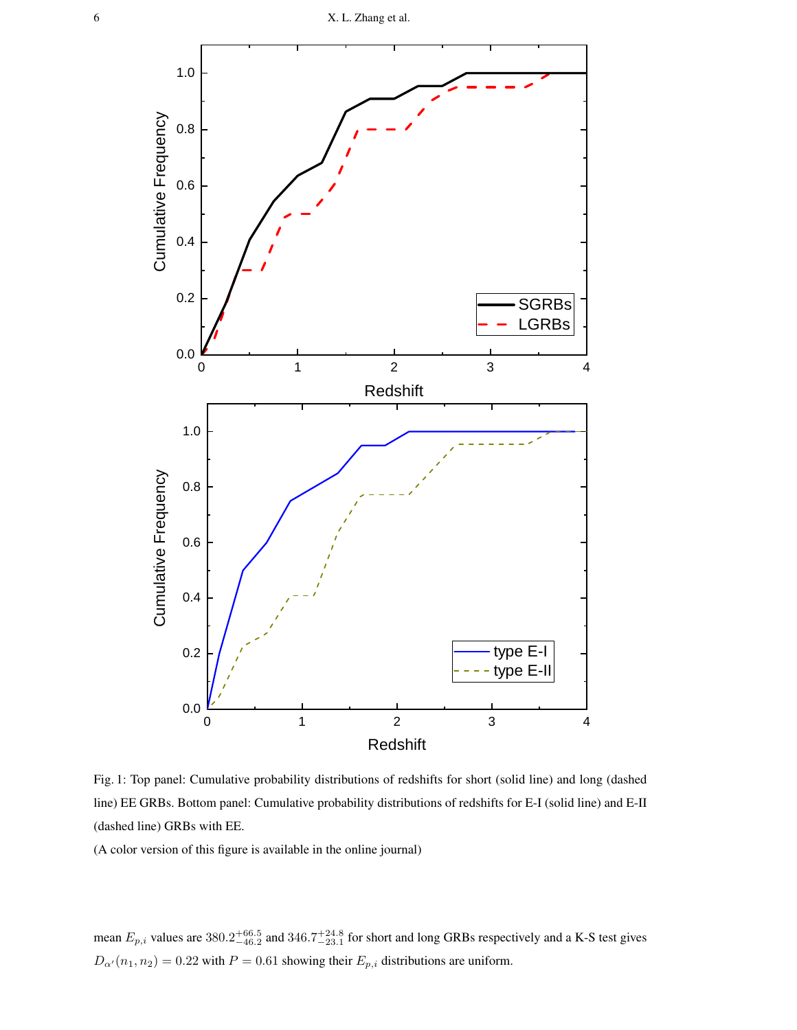Fig. 1: Top panel: Cumulative probability distributions of redshifts for short (solid line) and long (dashed line) EE GRBs. Bottom panel: Cumulative probability distributions of redshifts for E-I (solid line) and E-II (dashed line) GRBs with EE.

(A color version of this figure is available in the online journal)

mean $E_{p,i}$ values are $380.2^{+66.5}_{-46.2}$ and $346.7^{+24.8}_{-23.1}$ for short and long GRBs respectively and a K-S test gives $D_{\alpha'}(n_1, n_2) = 0.22$ with $P = 0.61$ showing their $E_{p,i}$ distributions are uniform.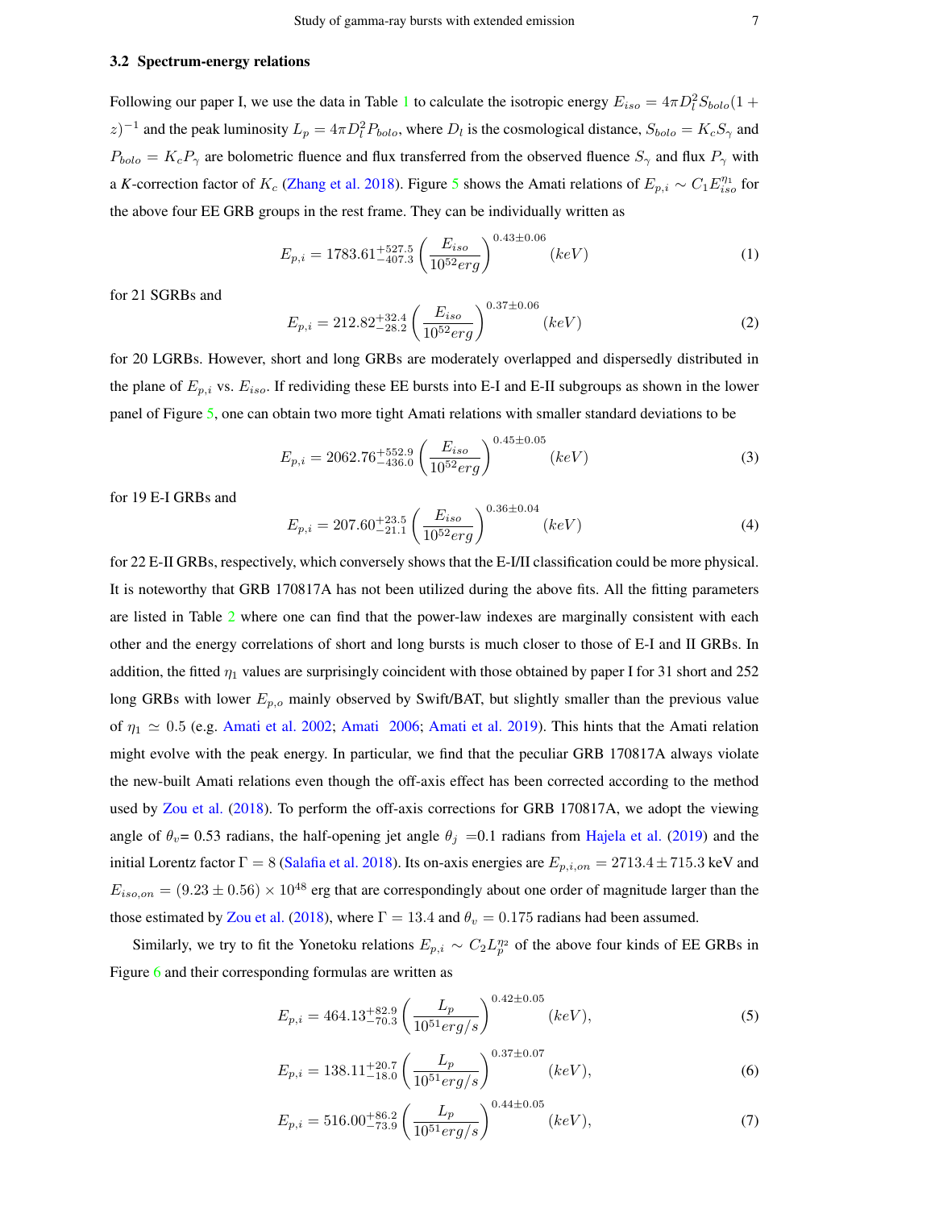### 3.2 Spectrum-energy relations

Following our paper I, we use the data in Table 1 to calculate the isotropic energy $E_{iso} = 4\pi D_l^2 S_{bolo}(1+z)^{-1}$ and the peak luminosity $L_p = 4\pi D_l^2 P_{bolo}$, where $D_l$ is the cosmological distance, $S_{bolo} = K_c S_\gamma$ and $P_{bolo} = K_c P_\gamma$ are bolometric fluence and flux transferred from the observed fluence $S_\gamma$ and flux $P_\gamma$ with a $K$-correction factor of $K_c$ (Zhang et al. 2018). Figure 5 shows the Amati relations of $E_{p,i} \sim C_1 E_{iso}^{\eta_1}$ for the above four EE GRB groups in the rest frame. They can be individually written as

$$E_{p,i} = 1783.61^{+527.5}_{-407.3} \left(\frac{E_{iso}}{10^{52} erg}\right)^{0.43\pm0.06} (keV) \tag{1}$$

for 21 SGRBs and

$$E_{p,i} = 212.82^{+32.4}_{-28.2} \left(\frac{E_{iso}}{10^{52} erg}\right)^{0.37\pm0.06} (keV) \tag{2}$$

for 20 LGRBs. However, short and long GRBs are moderately overlapped and dispersedly distributed in the plane of $E_{p,i}$ vs. $E_{iso}$. If redividing these EE bursts into E-I and E-II subgroups as shown in the lower panel of Figure 5, one can obtain two more tight Amati relations with smaller standard deviations to be

$$E_{p,i} = 2062.76^{+552.9}_{-436.0} \left(\frac{E_{iso}}{10^{52} erg}\right)^{0.45\pm0.05} (keV) \tag{3}$$

for 19 E-I GRBs and

$$E_{p,i} = 207.60^{+23.5}_{-21.1} \left(\frac{E_{iso}}{10^{52} erg}\right)^{0.36\pm0.04} (keV) \tag{4}$$

for 22 E-II GRBs, respectively, which conversely shows that the E-I/II classification could be more physical. It is noteworthy that GRB 170817A has not been utilized during the above fits. All the fitting parameters are listed in Table 2 where one can find that the power-law indexes are marginally consistent with each other and the energy correlations of short and long bursts is much closer to those of E-I and II GRBs. In addition, the fitted $\eta_1$ values are surprisingly coincident with those obtained by paper I for 31 short and 252 long GRBs with lower $E_{p,o}$ mainly observed by Swift/BAT, but slightly smaller than the previous value of $\eta_1 \simeq 0.5$ (e.g. Amati et al. 2002; Amati 2006; Amati et al. 2019). This hints that the Amati relation might evolve with the peak energy. In particular, we find that the peculiar GRB 170817A always violate the new-built Amati relations even though the off-axis effect has been corrected according to the method used by Zou et al. (2018). To perform the off-axis corrections for GRB 170817A, we adopt the viewing angle of $\theta_v$= 0.53 radians, the half-opening jet angle $\theta_j$ =0.1 radians from Hajela et al. (2019) and the initial Lorentz factor $\Gamma = 8$ (Salafia et al. 2018). Its on-axis energies are $E_{p,i,on} = 2713.4 \pm 715.3$ keV and $E_{iso,on} = (9.23 \pm 0.56) \times 10^{48}$ erg that are correspondingly about one order of magnitude larger than the those estimated by Zou et al. (2018), where $\Gamma = 13.4$ and $\theta_v = 0.175$ radians had been assumed.

Similarly, we try to fit the Yonetoku relations $E_{p,i} \sim C_2 L_p^{\eta_2}$ of the above four kinds of EE GRBs in Figure 6 and their corresponding formulas are written as

$$E_{p,i} = 464.13^{+82.9}_{-70.3} \left(\frac{L_p}{10^{51} erg/s}\right)^{0.42\pm0.05} (keV), \tag{5}$$

$$E_{p,i} = 138.11^{+20.7}_{-18.0} \left(\frac{L_p}{10^{51} erg/s}\right)^{0.37\pm0.07} (keV), \tag{6}$$

$$E_{p,i} = 516.00^{+86.2}_{-73.9} \left(\frac{L_p}{10^{51} erg/s}\right)^{0.44\pm0.05} (keV), \tag{7}$$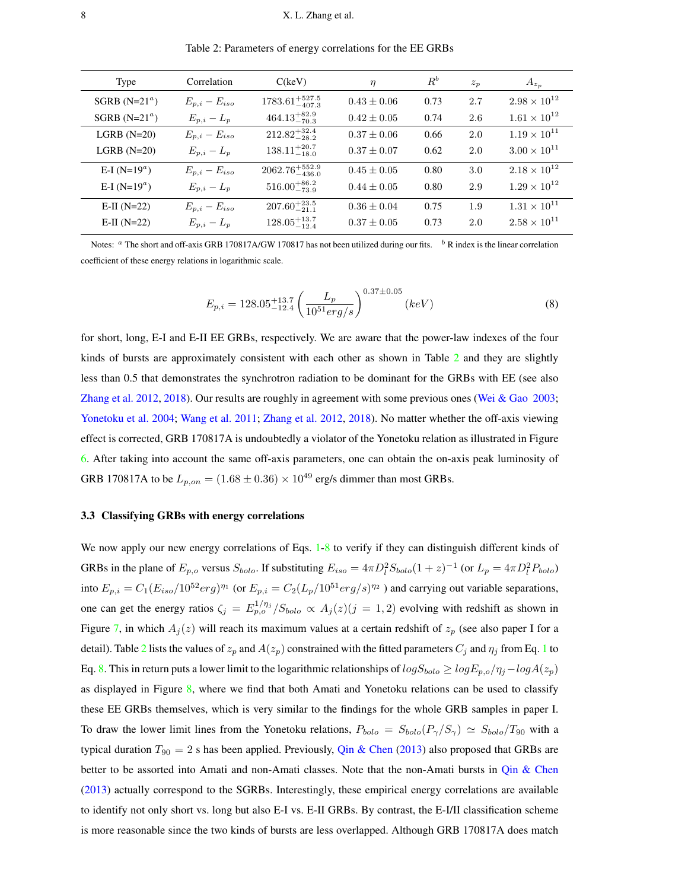Table 2: Parameters of energy correlations for the EE GRBs

| Type | Correlation | C(keV) | $\eta$ | $R^b$ | $z_p$ | $A_{z_p}$ |
|---|---|---|---|---|---|---|
| SGRB (N=21[a]) | $E_{p,i} - E_{iso}$ | $1783.61^{+527.5}_{-407.3}$ | $0.43 \pm 0.06$ | 0.73 | 2.7 | $2.98 \times 10^{12}$ |
| SGRB (N=21[a]) | $E_{p,i} - L_p$ | $464.13^{+82.9}_{-70.3}$ | $0.42 \pm 0.05$ | 0.74 | 2.6 | $1.61 \times 10^{12}$ |
| LGRB (N=20) | $E_{p,i} - E_{iso}$ | $212.82^{+32.4}_{-28.2}$ | $0.37 \pm 0.06$ | 0.66 | 2.0 | $1.19 \times 10^{11}$ |
| LGRB (N=20) | $E_{p,i} - L_p$ | $138.11^{+20.7}_{-18.0}$ | $0.37 \pm 0.07$ | 0.62 | 2.0 | $3.00 \times 10^{11}$ |
| E-I (N=19[a]) | $E_{p,i} - E_{iso}$ | $2062.76^{+552.9}_{-436.0}$ | $0.45 \pm 0.05$ | 0.80 | 3.0 | $2.18 \times 10^{12}$ |
| E-I (N=19[a]) | $E_{p,i} - L_p$ | $516.00^{+86.2}_{-73.9}$ | $0.44 \pm 0.05$ | 0.80 | 2.9 | $1.29 \times 10^{12}$ |
| E-II (N=22) | $E_{p,i} - E_{iso}$ | $207.60^{+23.5}_{-21.1}$ | $0.36 \pm 0.04$ | 0.75 | 1.9 | $1.31 \times 10^{11}$ |
| E-II (N=22) | $E_{p,i} - L_p$ | $128.05^{+13.7}_{-12.4}$ | $0.37 \pm 0.05$ | 0.73 | 2.0 | $2.58 \times 10^{11}$ |

Notes: [a] The short and off-axis GRB 170817A/GW 170817 has not been utilized during our fits. [b] R index is the linear correlation coefficient of these energy relations in logarithmic scale.

$$E_{p,i} = 128.05^{+13.7}_{-12.4} \left( \frac{L_p}{10^{51} erg/s} \right)^{0.37 \pm 0.05} (keV) \tag{8}$$

for short, long, E-I and E-II EE GRBs, respectively. We are aware that the power-law indexes of the four kinds of bursts are approximately consistent with each other as shown in Table 2 and they are slightly less than 0.5 that demonstrates the synchrotron radiation to be dominant for the GRBs with EE (see also Zhang et al. 2012, 2018). Our results are roughly in agreement with some previous ones (Wei & Gao 2003; Yonetoku et al. 2004; Wang et al. 2011; Zhang et al. 2012, 2018). No matter whether the off-axis viewing effect is corrected, GRB 170817A is undoubtedly a violator of the Yonetoku relation as illustrated in Figure 6. After taking into account the same off-axis parameters, one can obtain the on-axis peak luminosity of GRB 170817A to be $L_{p,on} = (1.68 \pm 0.36) \times 10^{49}$ erg/s dimmer than most GRBs.

### 3.3 Classifying GRBs with energy correlations

We now apply our new energy correlations of Eqs. 1-8 to verify if they can distinguish different kinds of GRBs in the plane of $E_{p,o}$ versus $S_{bolo}$. If substituting $E_{iso} = 4\pi D_l^2 S_{bolo}(1+z)^{-1}$ (or $L_p = 4\pi D_l^2 P_{bolo}$) into $E_{p,i} = C_1(E_{iso}/10^{52}erg)^{\eta_1}$ (or $E_{p,i} = C_2(L_p/10^{51}erg/s)^{\eta_2}$ ) and carrying out variable separations, one can get the energy ratios $\zeta_j = E_{p,o}^{1/\eta_j}/S_{bolo} \propto A_j(z)(j=1,2)$ evolving with redshift as shown in Figure 7, in which $A_j(z)$ will reach its maximum values at a certain redshift of $z_p$ (see also paper I for a detail). Table 2 lists the values of $z_p$ and $A(z_p)$ constrained with the fitted parameters $C_j$ and $\eta_j$ from Eq. 1 to Eq. 8. This in return puts a lower limit to the logarithmic relationships of $logS_{bolo} \geq logE_{p,o}/\eta_j - logA(z_p)$ as displayed in Figure 8, where we find that both Amati and Yonetoku relations can be used to classify these EE GRBs themselves, which is very similar to the findings for the whole GRB samples in paper I. To draw the lower limit lines from the Yonetoku relations, $P_{bolo} = S_{bolo}(P_\gamma/S_\gamma) \simeq S_{bolo}/T_{90}$ with a typical duration $T_{90} = 2$ s has been applied. Previously, Qin & Chen (2013) also proposed that GRBs are better to be assorted into Amati and non-Amati classes. Note that the non-Amati bursts in Qin & Chen (2013) actually correspond to the SGRBs. Interestingly, these empirical energy correlations are available to identify not only short vs. long but also E-I vs. E-II GRBs. By contrast, the E-I/II classification scheme is more reasonable since the two kinds of bursts are less overlapped. Although GRB 170817A does match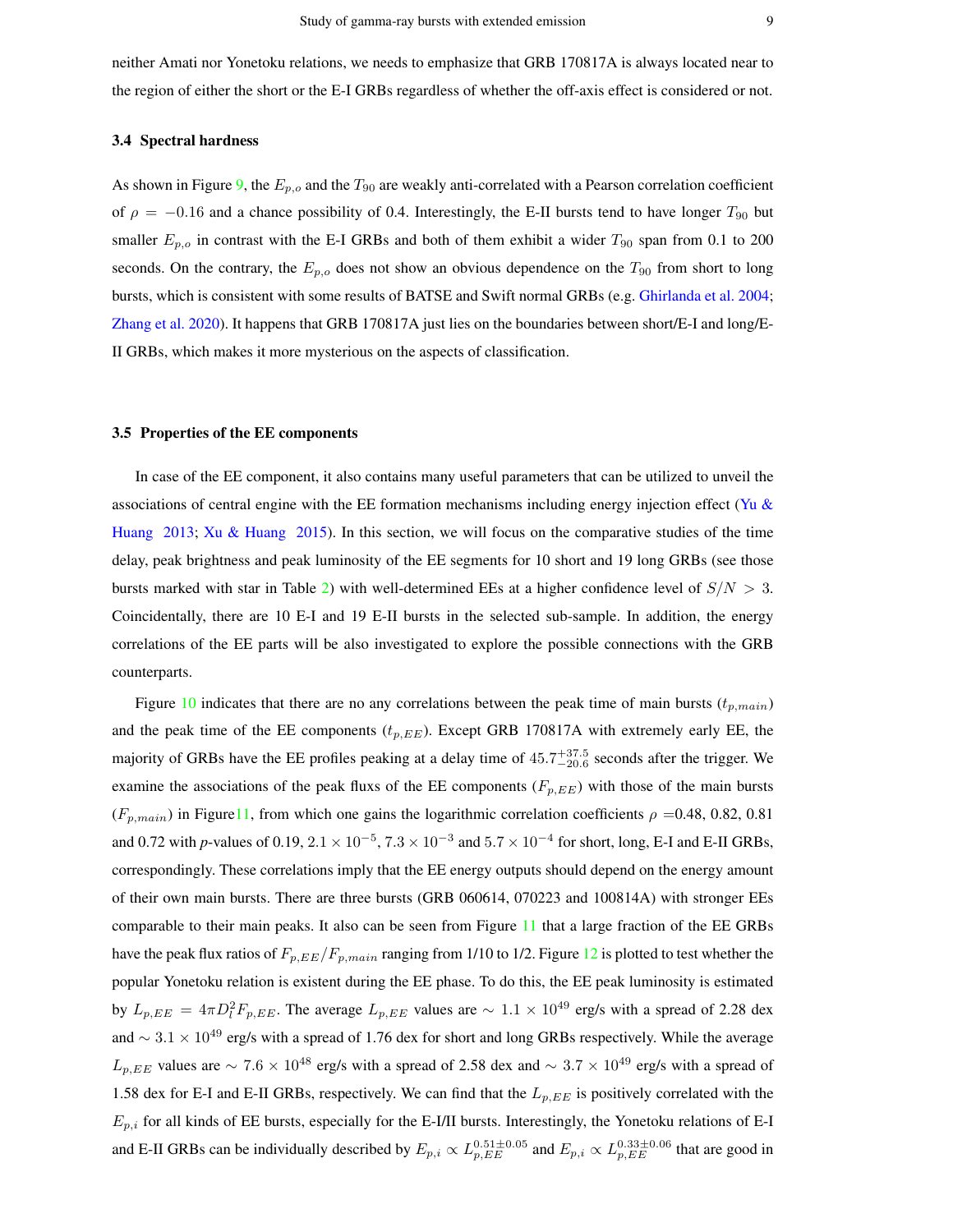neither Amati nor Yonetoku relations, we needs to emphasize that GRB 170817A is always located near to the region of either the short or the E-I GRBs regardless of whether the off-axis effect is considered or not.

### 3.4 Spectral hardness

As shown in Figure 9, the $E_{p,o}$ and the $T_{90}$ are weakly anti-correlated with a Pearson correlation coefficient of $\rho = -0.16$ and a chance possibility of 0.4. Interestingly, the E-II bursts tend to have longer $T_{90}$ but smaller $E_{p,o}$ in contrast with the E-I GRBs and both of them exhibit a wider $T_{90}$ span from 0.1 to 200 seconds. On the contrary, the $E_{p,o}$ does not show an obvious dependence on the $T_{90}$ from short to long bursts, which is consistent with some results of BATSE and Swift normal GRBs (e.g. Ghirlanda et al. 2004; Zhang et al. 2020). It happens that GRB 170817A just lies on the boundaries between short/E-I and long/E-II GRBs, which makes it more mysterious on the aspects of classification.

### 3.5 Properties of the EE components

In case of the EE component, it also contains many useful parameters that can be utilized to unveil the associations of central engine with the EE formation mechanisms including energy injection effect (Yu & Huang 2013; Xu & Huang 2015). In this section, we will focus on the comparative studies of the time delay, peak brightness and peak luminosity of the EE segments for 10 short and 19 long GRBs (see those bursts marked with star in Table 2) with well-determined EEs at a higher confidence level of $S/N > 3$. Coincidentally, there are 10 E-I and 19 E-II bursts in the selected sub-sample. In addition, the energy correlations of the EE parts will be also investigated to explore the possible connections with the GRB counterparts.

Figure 10 indicates that there are no any correlations between the peak time of main bursts ($t_{p,main}$) and the peak time of the EE components ($t_{p,EE}$). Except GRB 170817A with extremely early EE, the majority of GRBs have the EE profiles peaking at a delay time of $45.7^{+37.5}_{-20.6}$ seconds after the trigger. We examine the associations of the peak fluxs of the EE components ($F_{p,EE}$) with those of the main bursts ($F_{p,main}$) in Figure11, from which one gains the logarithmic correlation coefficients $\rho$ =0.48, 0.82, 0.81 and 0.72 with *p*-values of 0.19, $2.1 \times 10^{-5}$, $7.3 \times 10^{-3}$ and $5.7 \times 10^{-4}$ for short, long, E-I and E-II GRBs, correspondingly. These correlations imply that the EE energy outputs should depend on the energy amount of their own main bursts. There are three bursts (GRB 060614, 070223 and 100814A) with stronger EEs comparable to their main peaks. It also can be seen from Figure 11 that a large fraction of the EE GRBs have the peak flux ratios of $F_{p,EE}/F_{p,main}$ ranging from 1/10 to 1/2. Figure 12 is plotted to test whether the popular Yonetoku relation is existent during the EE phase. To do this, the EE peak luminosity is estimated by $L_{p,EE} = 4\pi D_l^2 F_{p,EE}$. The average $L_{p,EE}$ values are $\sim 1.1 \times 10^{49}$ erg/s with a spread of 2.28 dex and $\sim 3.1 \times 10^{49}$ erg/s with a spread of 1.76 dex for short and long GRBs respectively. While the average $L_{p,EE}$ values are $\sim 7.6 \times 10^{48}$ erg/s with a spread of 2.58 dex and $\sim 3.7 \times 10^{49}$ erg/s with a spread of 1.58 dex for E-I and E-II GRBs, respectively. We can find that the $L_{p,EE}$ is positively correlated with the $E_{p,i}$ for all kinds of EE bursts, especially for the E-I/II bursts. Interestingly, the Yonetoku relations of E-I and E-II GRBs can be individually described by $E_{p,i} \propto L_{p,EE}^{0.51\pm0.05}$ and $E_{p,i} \propto L_{p,EE}^{0.33\pm0.06}$ that are good in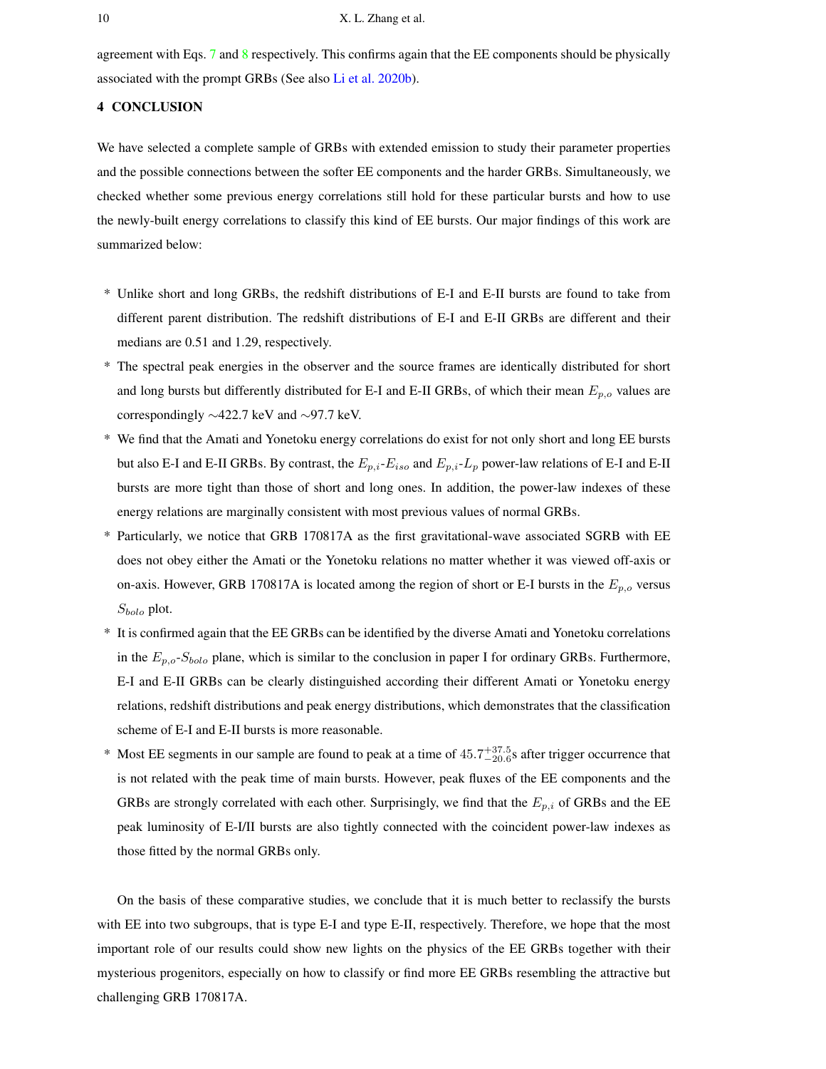agreement with Eqs. 7 and 8 respectively. This confirms again that the EE components should be physically associated with the prompt GRBs (See also Li et al. 2020b).

## 4 CONCLUSION

We have selected a complete sample of GRBs with extended emission to study their parameter properties and the possible connections between the softer EE components and the harder GRBs. Simultaneously, we checked whether some previous energy correlations still hold for these particular bursts and how to use the newly-built energy correlations to classify this kind of EE bursts. Our major findings of this work are summarized below:

* Unlike short and long GRBs, the redshift distributions of E-I and E-II bursts are found to take from different parent distribution. The redshift distributions of E-I and E-II GRBs are different and their medians are 0.51 and 1.29, respectively.
* The spectral peak energies in the observer and the source frames are identically distributed for short and long bursts but differently distributed for E-I and E-II GRBs, of which their mean $E_{p,o}$ values are correspondingly ∼422.7 keV and ∼97.7 keV.
* We find that the Amati and Yonetoku energy correlations do exist for not only short and long EE bursts but also E-I and E-II GRBs. By contrast, the $E_{p,i}$-$E_{iso}$ and $E_{p,i}$-$L_p$ power-law relations of E-I and E-II bursts are more tight than those of short and long ones. In addition, the power-law indexes of these energy relations are marginally consistent with most previous values of normal GRBs.
* Particularly, we notice that GRB 170817A as the first gravitational-wave associated SGRB with EE does not obey either the Amati or the Yonetoku relations no matter whether it was viewed off-axis or on-axis. However, GRB 170817A is located among the region of short or E-I bursts in the $E_{p,o}$ versus $S_{bolo}$ plot.
* It is confirmed again that the EE GRBs can be identified by the diverse Amati and Yonetoku correlations in the $E_{p,o}$-$S_{bolo}$ plane, which is similar to the conclusion in paper I for ordinary GRBs. Furthermore, E-I and E-II GRBs can be clearly distinguished according their different Amati or Yonetoku energy relations, redshift distributions and peak energy distributions, which demonstrates that the classification scheme of E-I and E-II bursts is more reasonable.
* Most EE segments in our sample are found to peak at a time of $45.7^{+37.5}_{-20.6}$s after trigger occurrence that is not related with the peak time of main bursts. However, peak fluxes of the EE components and the GRBs are strongly correlated with each other. Surprisingly, we find that the $E_{p,i}$ of GRBs and the EE peak luminosity of E-I/II bursts are also tightly connected with the coincident power-law indexes as those fitted by the normal GRBs only.

On the basis of these comparative studies, we conclude that it is much better to reclassify the bursts with EE into two subgroups, that is type E-I and type E-II, respectively. Therefore, we hope that the most important role of our results could show new lights on the physics of the EE GRBs together with their mysterious progenitors, especially on how to classify or find more EE GRBs resembling the attractive but challenging GRB 170817A.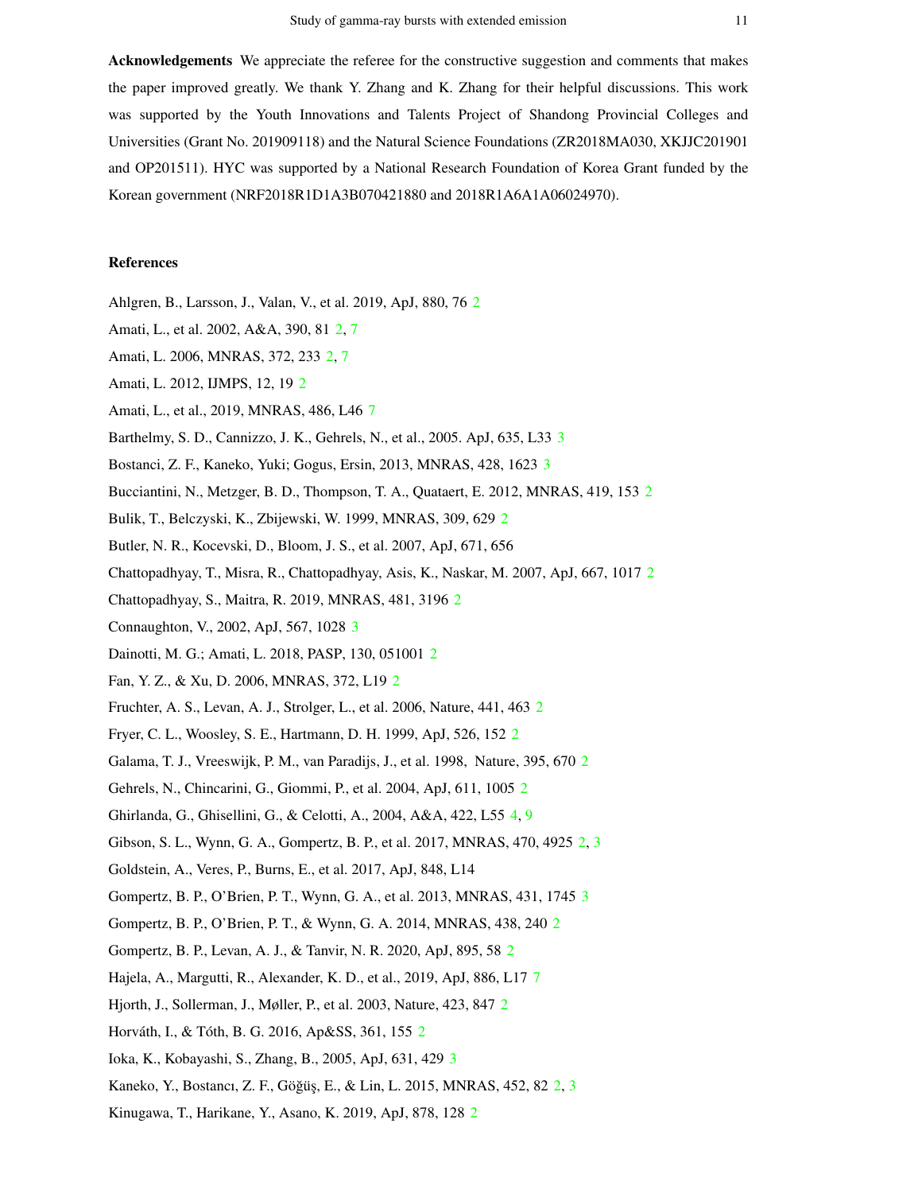**Acknowledgements** We appreciate the referee for the constructive suggestion and comments that makes the paper improved greatly. We thank Y. Zhang and K. Zhang for their helpful discussions. This work was supported by the Youth Innovations and Talents Project of Shandong Provincial Colleges and Universities (Grant No. 201909118) and the Natural Science Foundations (ZR2018MA030, XKJJC201901 and OP201511). HYC was supported by a National Research Foundation of Korea Grant funded by the Korean government (NRF2018R1D1A3B070421880 and 2018R1A6A1A06024970).

## References

Ahlgren, B., Larsson, J., Valan, V., et al. 2019, ApJ, 880, 76 2

Amati, L., et al. 2002, A&A, 390, 81 2, 7

Amati, L. 2006, MNRAS, 372, 233 2, 7

Amati, L. 2012, IJMPS, 12, 19 2

Amati, L., et al., 2019, MNRAS, 486, L46 7

Barthelmy, S. D., Cannizzo, J. K., Gehrels, N., et al., 2005. ApJ, 635, L33 3

Bostanci, Z. F., Kaneko, Yuki; Gogus, Ersin, 2013, MNRAS, 428, 1623 3

Bucciantini, N., Metzger, B. D., Thompson, T. A., Quataert, E. 2012, MNRAS, 419, 153 2

Bulik, T., Belczyski, K., Zbijewski, W. 1999, MNRAS, 309, 629 2

Butler, N. R., Kocevski, D., Bloom, J. S., et al. 2007, ApJ, 671, 656

Chattopadhyay, T., Misra, R., Chattopadhyay, Asis, K., Naskar, M. 2007, ApJ, 667, 1017 2

Chattopadhyay, S., Maitra, R. 2019, MNRAS, 481, 3196 2

Connaughton, V., 2002, ApJ, 567, 1028 3

Dainotti, M. G.; Amati, L. 2018, PASP, 130, 051001 2

Fan, Y. Z., & Xu, D. 2006, MNRAS, 372, L19 2

Fruchter, A. S., Levan, A. J., Strolger, L., et al. 2006, Nature, 441, 463 2

Fryer, C. L., Woosley, S. E., Hartmann, D. H. 1999, ApJ, 526, 152 2

Galama, T. J., Vreeswijk, P. M., van Paradijs, J., et al. 1998, Nature, 395, 670 2

Gehrels, N., Chincarini, G., Giommi, P., et al. 2004, ApJ, 611, 1005 2

Ghirlanda, G., Ghisellini, G., & Celotti, A., 2004, A&A, 422, L55 4, 9

Gibson, S. L., Wynn, G. A., Gompertz, B. P., et al. 2017, MNRAS, 470, 4925 2, 3

Goldstein, A., Veres, P., Burns, E., et al. 2017, ApJ, 848, L14

Gompertz, B. P., O'Brien, P. T., Wynn, G. A., et al. 2013, MNRAS, 431, 1745 3

Gompertz, B. P., O'Brien, P. T., & Wynn, G. A. 2014, MNRAS, 438, 240 2

Gompertz, B. P., Levan, A. J., & Tanvir, N. R. 2020, ApJ, 895, 58 2

Hajela, A., Margutti, R., Alexander, K. D., et al., 2019, ApJ, 886, L17 7

Hjorth, J., Sollerman, J., Møller, P., et al. 2003, Nature, 423, 847 2

Horváth, I., & Tóth, B. G. 2016, Ap&SS, 361, 155 2

Ioka, K., Kobayashi, S., Zhang, B., 2005, ApJ, 631, 429 3

Kaneko, Y., Bostancı, Z. F., Göğüş, E., & Lin, L. 2015, MNRAS, 452, 82 2, 3

Kinugawa, T., Harikane, Y., Asano, K. 2019, ApJ, 878, 128 2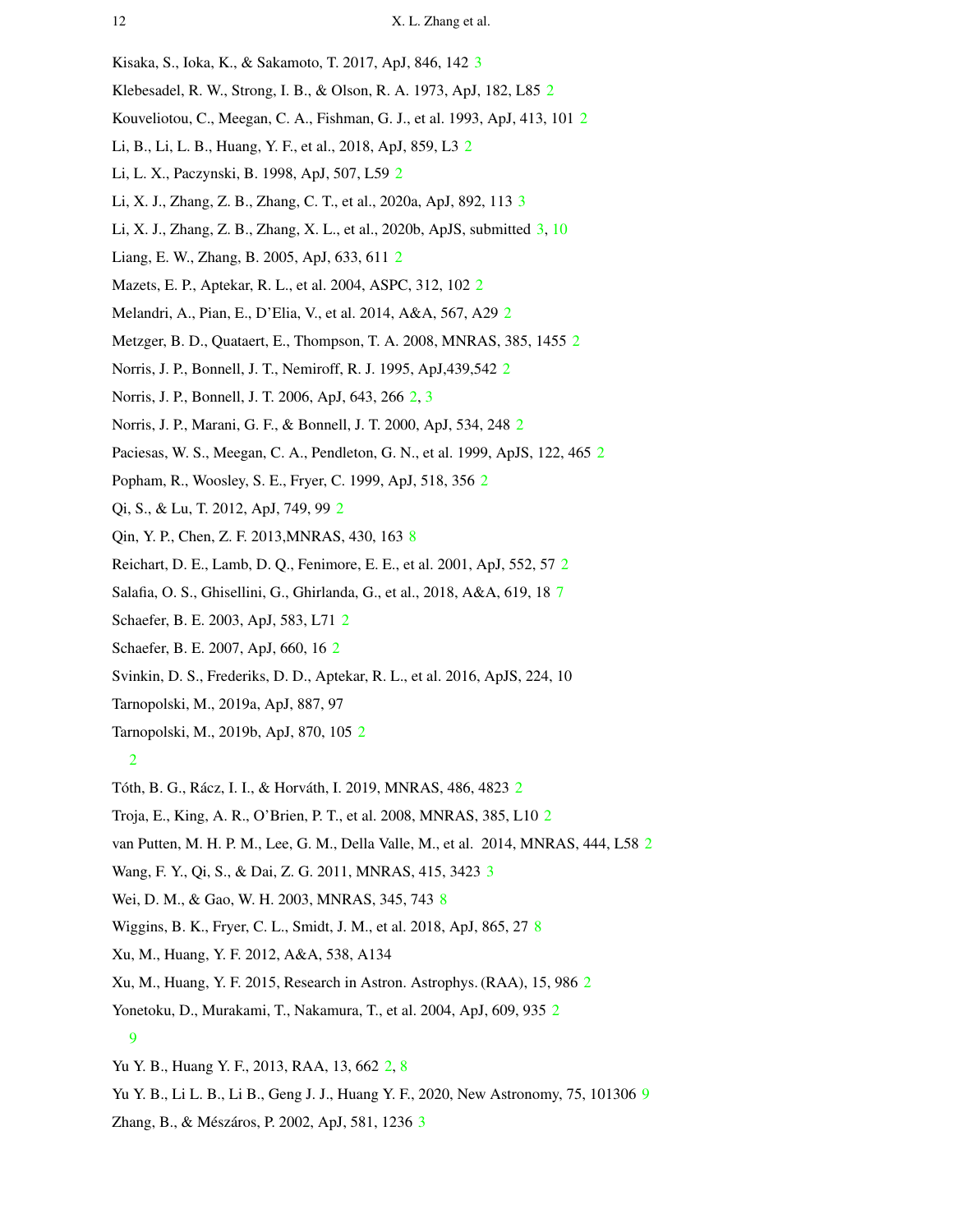Kisaka, S., Ioka, K., & Sakamoto, T. 2017, ApJ, 846, 142 3

Klebesadel, R. W., Strong, I. B., & Olson, R. A. 1973, ApJ, 182, L85 2

Kouveliotou, C., Meegan, C. A., Fishman, G. J., et al. 1993, ApJ, 413, 101 2

Li, B., Li, L. B., Huang, Y. F., et al., 2018, ApJ, 859, L3 2

Li, L. X., Paczynski, B. 1998, ApJ, 507, L59 2

Li, X. J., Zhang, Z. B., Zhang, C. T., et al., 2020a, ApJ, 892, 113 3

Li, X. J., Zhang, Z. B., Zhang, X. L., et al., 2020b, ApJS, submitted 3, 10

Liang, E. W., Zhang, B. 2005, ApJ, 633, 611 2

Mazets, E. P., Aptekar, R. L., et al. 2004, ASPC, 312, 102 2

Melandri, A., Pian, E., D'Elia, V., et al. 2014, A&A, 567, A29 2

Metzger, B. D., Quataert, E., Thompson, T. A. 2008, MNRAS, 385, 1455 2

Norris, J. P., Bonnell, J. T., Nemiroff, R. J. 1995, ApJ,439,542 2

Norris, J. P., Bonnell, J. T. 2006, ApJ, 643, 266 2, 3

Norris, J. P., Marani, G. F., & Bonnell, J. T. 2000, ApJ, 534, 248 2

Paciesas, W. S., Meegan, C. A., Pendleton, G. N., et al. 1999, ApJS, 122, 465 2

Popham, R., Woosley, S. E., Fryer, C. 1999, ApJ, 518, 356 2

Qi, S., & Lu, T. 2012, ApJ, 749, 99 2

Qin, Y. P., Chen, Z. F. 2013,MNRAS, 430, 163 8

Reichart, D. E., Lamb, D. Q., Fenimore, E. E., et al. 2001, ApJ, 552, 57 2

Salafia, O. S., Ghisellini, G., Ghirlanda, G., et al., 2018, A&A, 619, 18 7

Schaefer, B. E. 2003, ApJ, 583, L71 2

Schaefer, B. E. 2007, ApJ, 660, 16 2

Svinkin, D. S., Frederiks, D. D., Aptekar, R. L., et al. 2016, ApJS, 224, 10

Tarnopolski, M., 2019a, ApJ, 887, 97

Tarnopolski, M., 2019b, ApJ, 870, 105 2

2

Tóth, B. G., Rácz, I. I., & Horváth, I. 2019, MNRAS, 486, 4823 2

Troja, E., King, A. R., O'Brien, P. T., et al. 2008, MNRAS, 385, L10 2

van Putten, M. H. P. M., Lee, G. M., Della Valle, M., et al. 2014, MNRAS, 444, L58 2

Wang, F. Y., Qi, S., & Dai, Z. G. 2011, MNRAS, 415, 3423 3

Wei, D. M., & Gao, W. H. 2003, MNRAS, 345, 743 8

Wiggins, B. K., Fryer, C. L., Smidt, J. M., et al. 2018, ApJ, 865, 27 8

Xu, M., Huang, Y. F. 2012, A&A, 538, A134

Xu, M., Huang, Y. F. 2015, Research in Astron. Astrophys. (RAA), 15, 986 2

Yonetoku, D., Murakami, T., Nakamura, T., et al. 2004, ApJ, 609, 935 2

9

Yu Y. B., Huang Y. F., 2013, RAA, 13, 662 2, 8

Yu Y. B., Li L. B., Li B., Geng J. J., Huang Y. F., 2020, New Astronomy, 75, 101306 9

Zhang, B., & Mészáros, P. 2002, ApJ, 581, 1236 3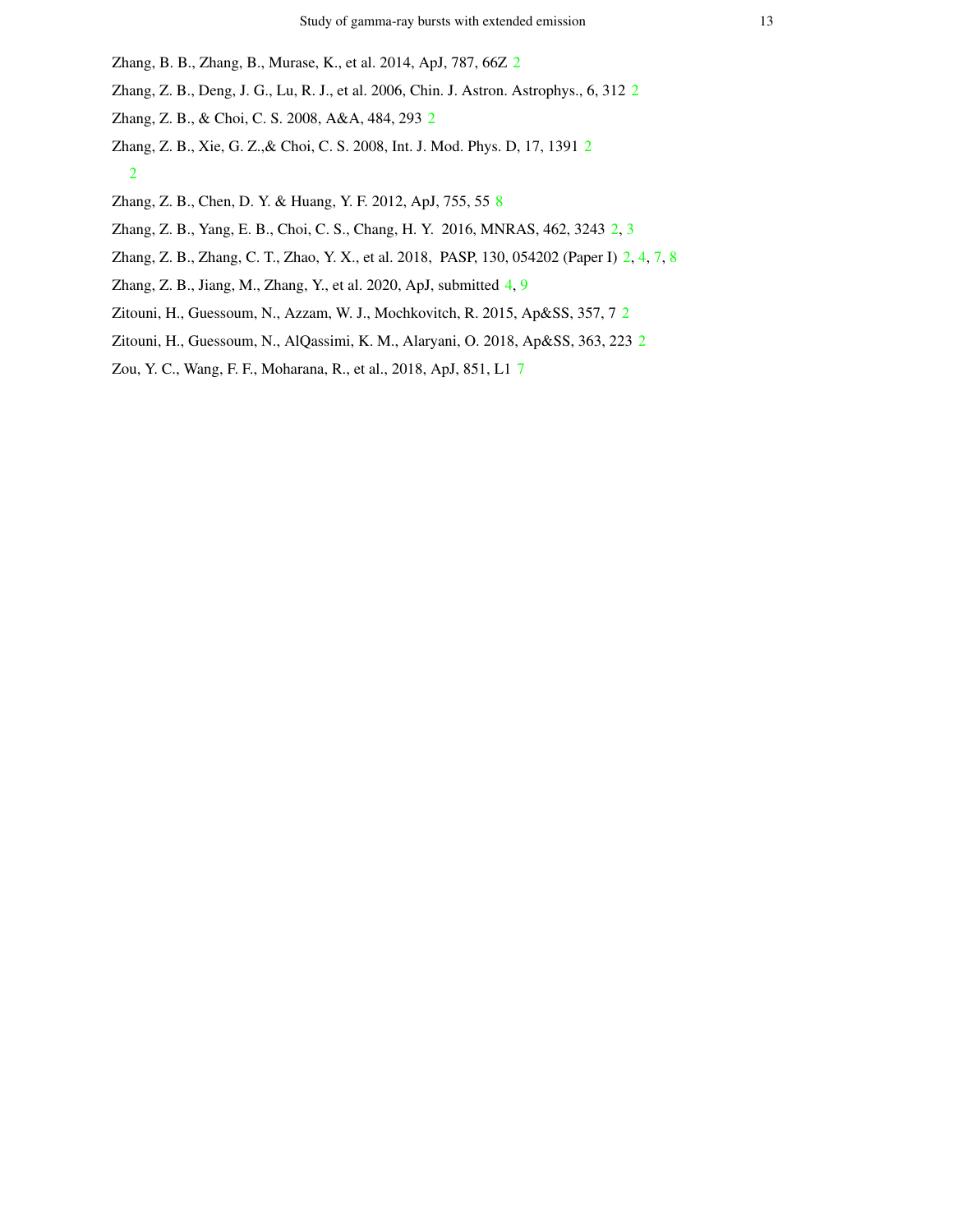Zhang, B. B., Zhang, B., Murase, K., et al. 2014, ApJ, 787, 66Z 2

Zhang, Z. B., Deng, J. G., Lu, R. J., et al. 2006, Chin. J. Astron. Astrophys., 6, 312 2

Zhang, Z. B., & Choi, C. S. 2008, A&A, 484, 293 2

Zhang, Z. B., Xie, G. Z.,& Choi, C. S. 2008, Int. J. Mod. Phys. D, 17, 1391 2

2

Zhang, Z. B., Chen, D. Y. & Huang, Y. F. 2012, ApJ, 755, 55 8

Zhang, Z. B., Yang, E. B., Choi, C. S., Chang, H. Y. 2016, MNRAS, 462, 3243 2, 3

Zhang, Z. B., Zhang, C. T., Zhao, Y. X., et al. 2018, PASP, 130, 054202 (Paper I) 2, 4, 7, 8

Zhang, Z. B., Jiang, M., Zhang, Y., et al. 2020, ApJ, submitted 4, 9

Zitouni, H., Guessoum, N., Azzam, W. J., Mochkovitch, R. 2015, Ap&SS, 357, 7 2

Zitouni, H., Guessoum, N., AlQassimi, K. M., Alaryani, O. 2018, Ap&SS, 363, 223 2

Zou, Y. C., Wang, F. F., Moharana, R., et al., 2018, ApJ, 851, L1 7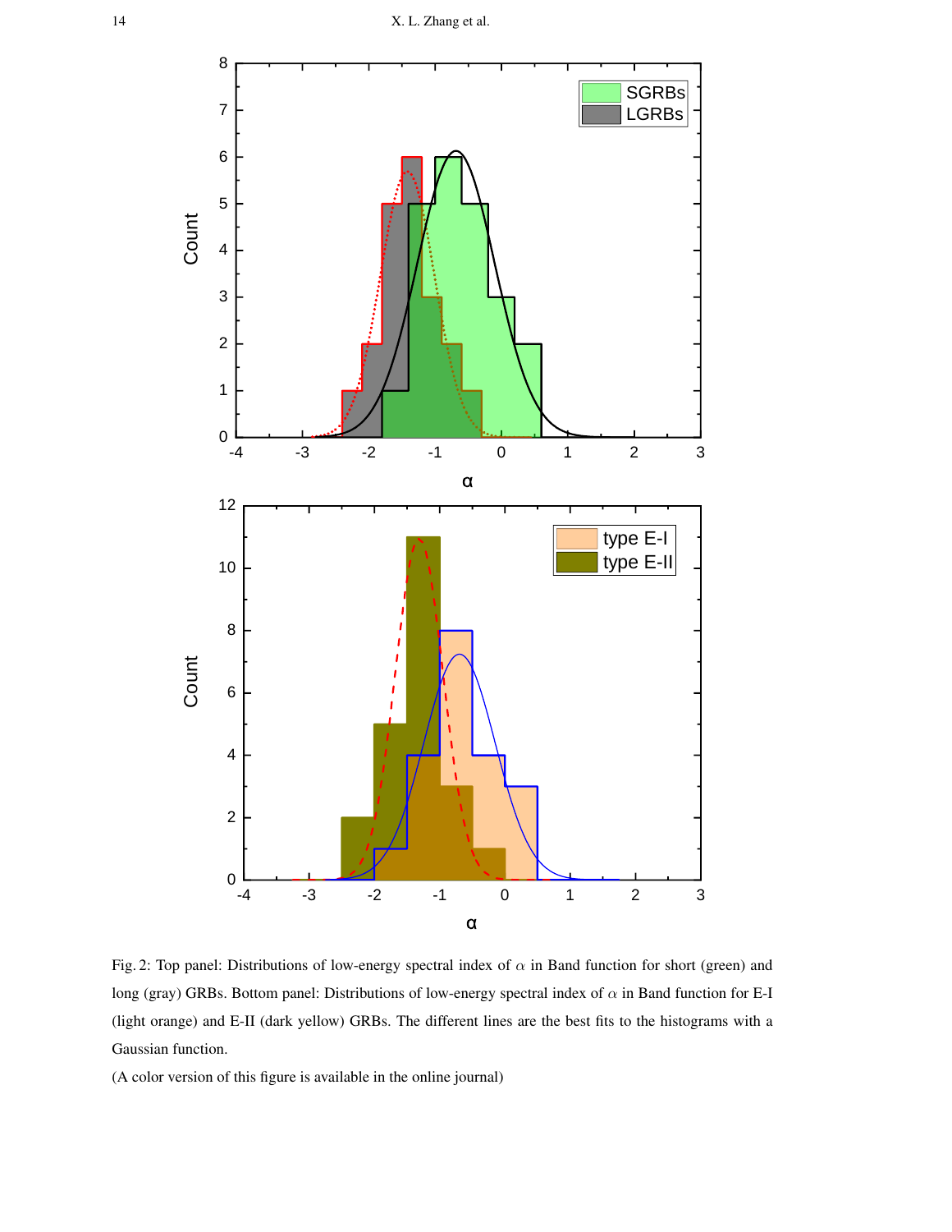Fig. 2: Top panel: Distributions of low-energy spectral index of $\alpha$ in Band function for short (green) and long (gray) GRBs. Bottom panel: Distributions of low-energy spectral index of $\alpha$ in Band function for E-I (light orange) and E-II (dark yellow) GRBs. The different lines are the best fits to the histograms with a Gaussian function.

(A color version of this figure is available in the online journal)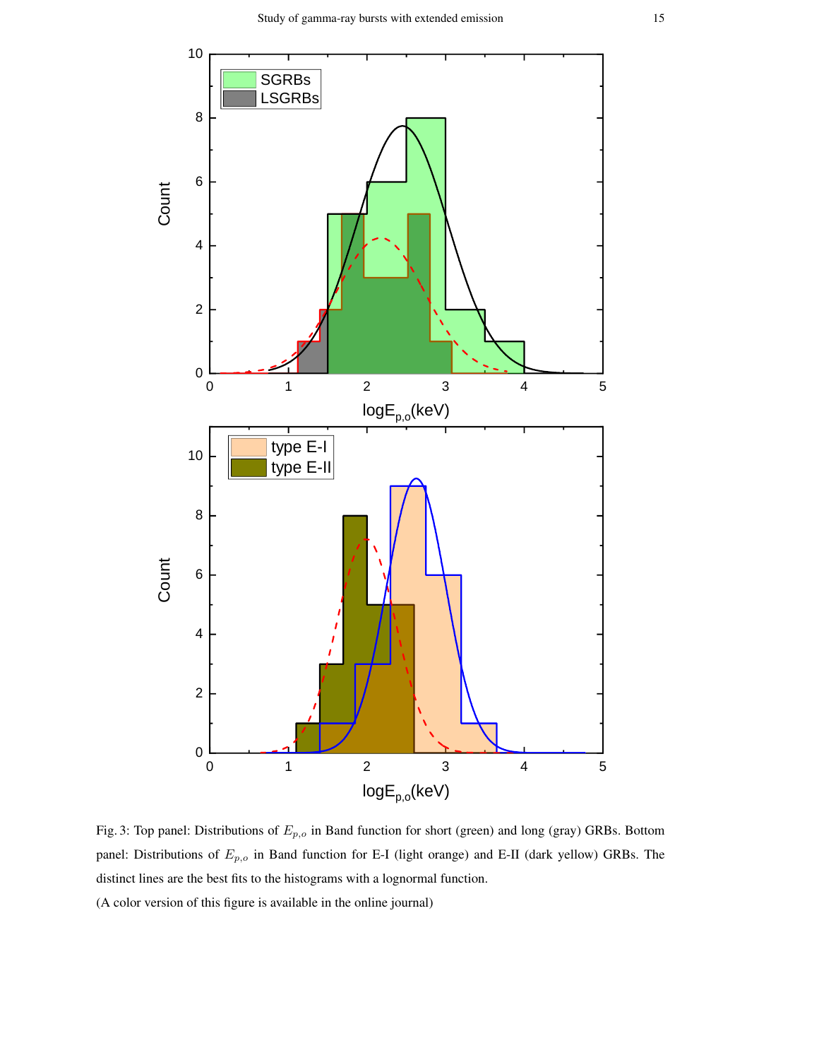Fig. 3: Top panel: Distributions of $E_{p,o}$ in Band function for short (green) and long (gray) GRBs. Bottom panel: Distributions of $E_{p,o}$ in Band function for E-I (light orange) and E-II (dark yellow) GRBs. The distinct lines are the best fits to the histograms with a lognormal function.

(A color version of this figure is available in the online journal)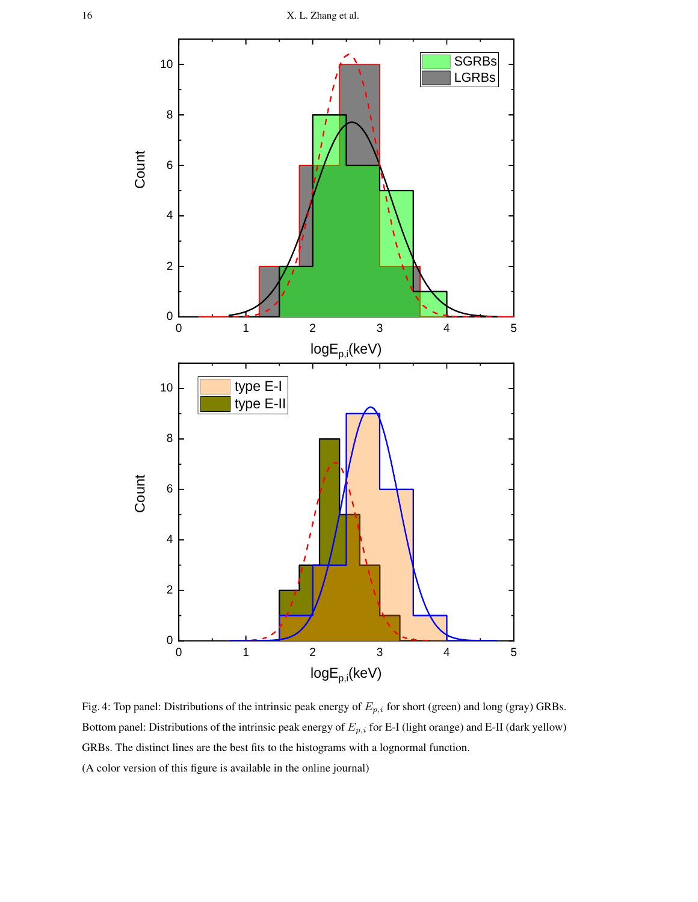Fig. 4: Top panel: Distributions of the intrinsic peak energy of $E_{p,i}$ for short (green) and long (gray) GRBs. Bottom panel: Distributions of the intrinsic peak energy of $E_{p,i}$ for E-I (light orange) and E-II (dark yellow) GRBs. The distinct lines are the best fits to the histograms with a lognormal function.

(A color version of this figure is available in the online journal)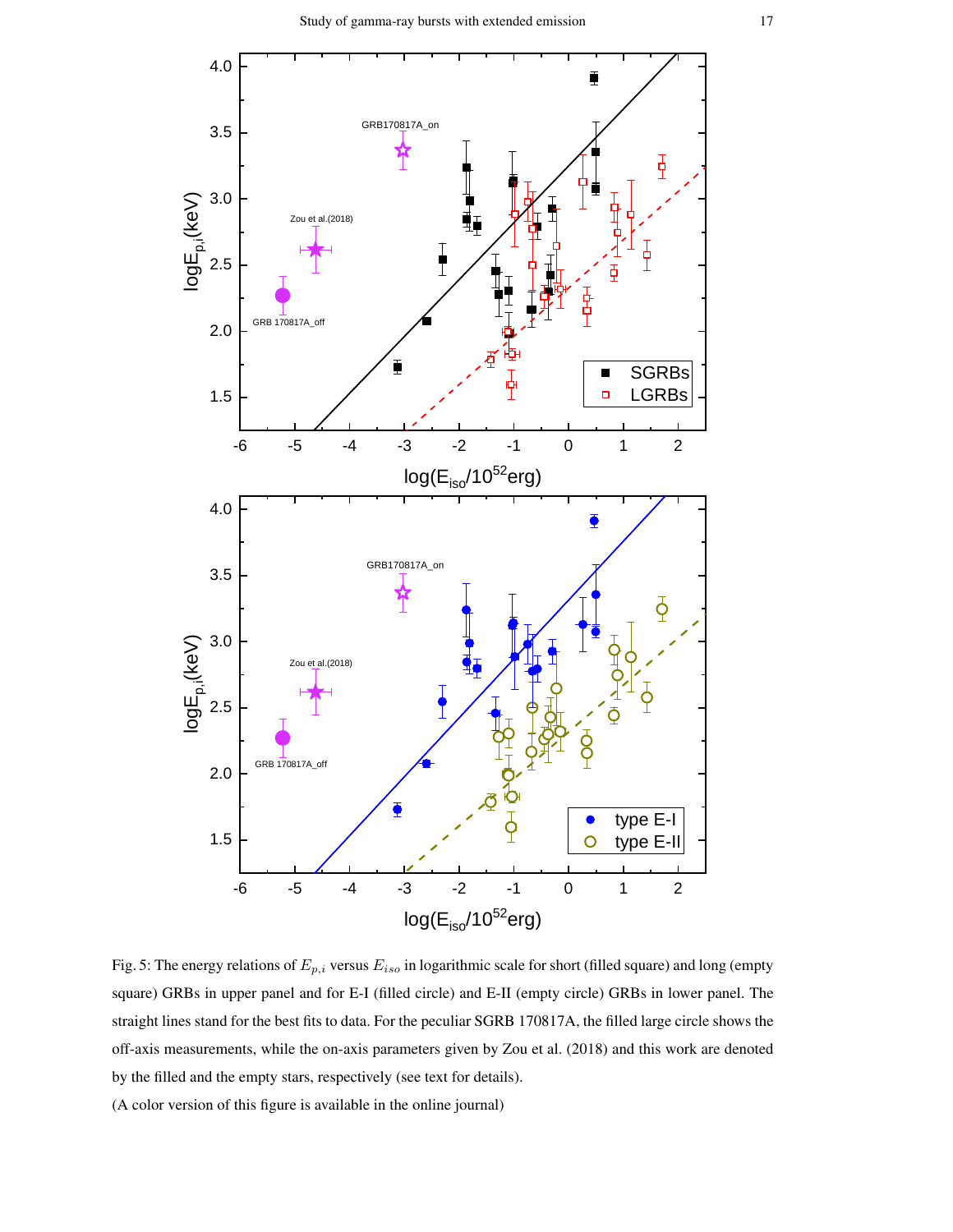Fig. 5: The energy relations of $E_{p,i}$ versus $E_{iso}$ in logarithmic scale for short (filled square) and long (empty square) GRBs in upper panel and for E-I (filled circle) and E-II (empty circle) GRBs in lower panel. The straight lines stand for the best fits to data. For the peculiar SGRB 170817A, the filled large circle shows the off-axis measurements, while the on-axis parameters given by Zou et al. (2018) and this work are denoted by the filled and the empty stars, respectively (see text for details).

(A color version of this figure is available in the online journal)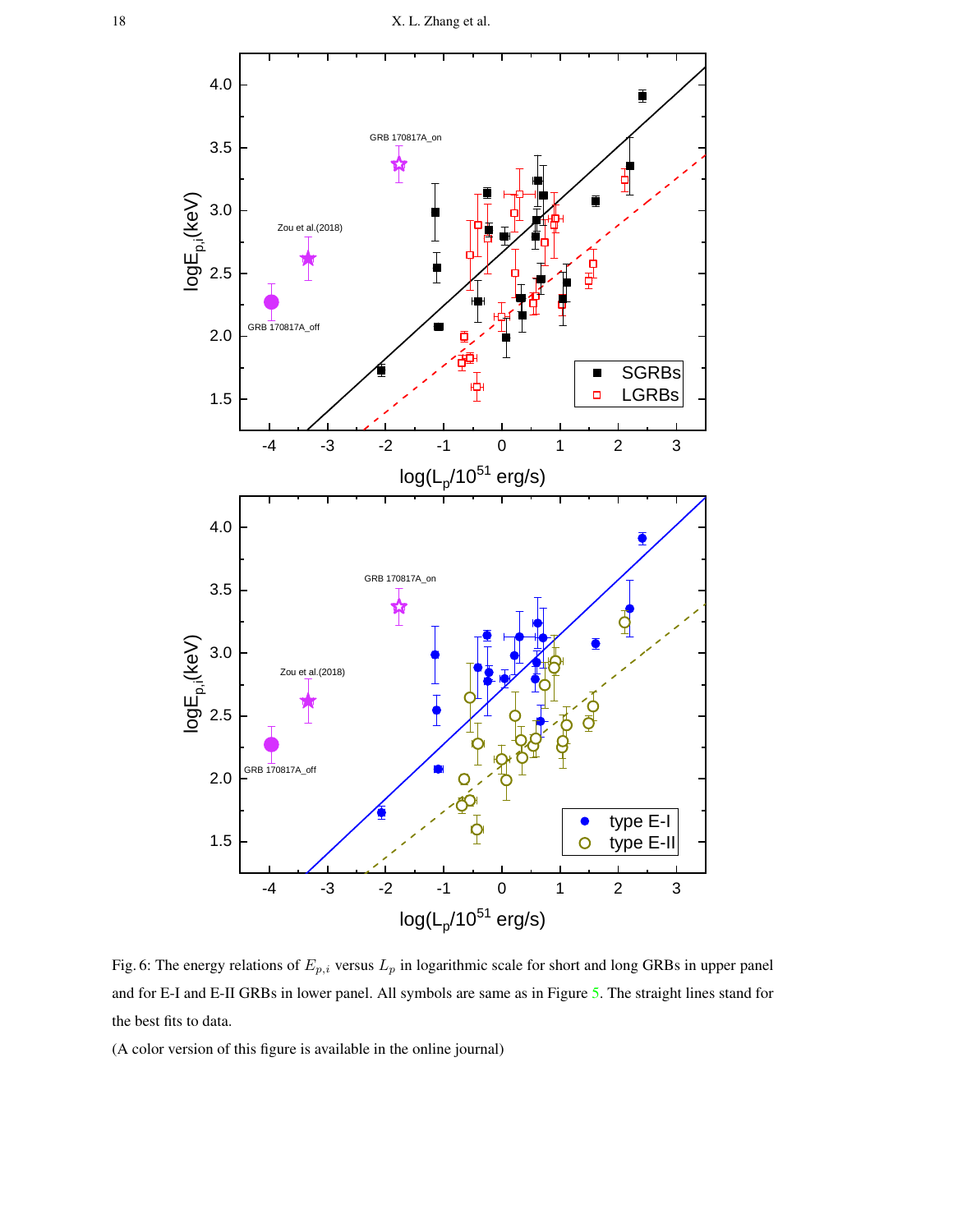Fig. 6: The energy relations of $E_{p,i}$ versus $L_p$ in logarithmic scale for short and long GRBs in upper panel and for E-I and E-II GRBs in lower panel. All symbols are same as in Figure 5. The straight lines stand for the best fits to data.

(A color version of this figure is available in the online journal)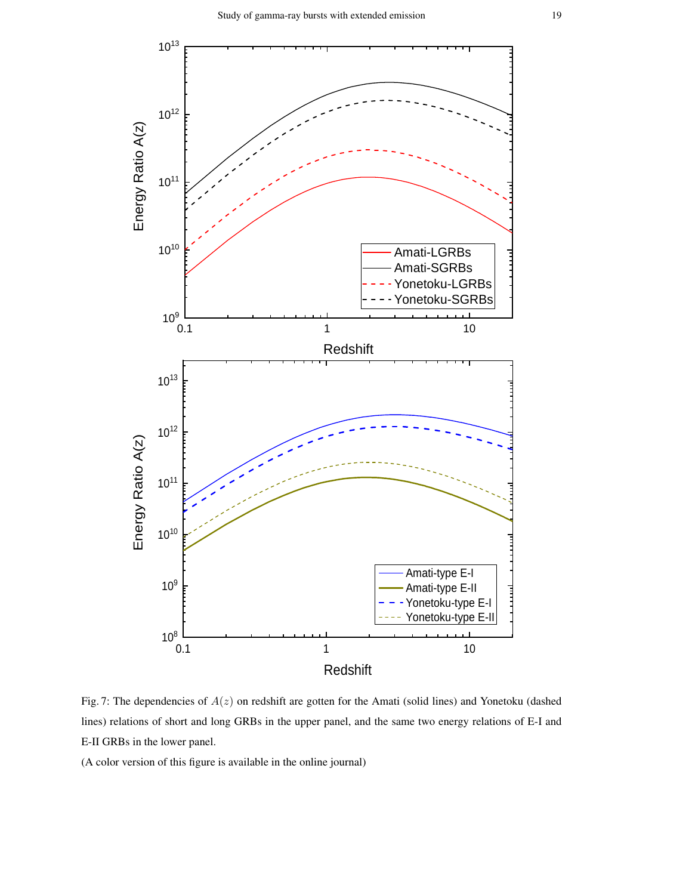Fig. 7: The dependencies of $A(z)$ on redshift are gotten for the Amati (solid lines) and Yonetoku (dashed lines) relations of short and long GRBs in the upper panel, and the same two energy relations of E-I and E-II GRBs in the lower panel.

(A color version of this figure is available in the online journal)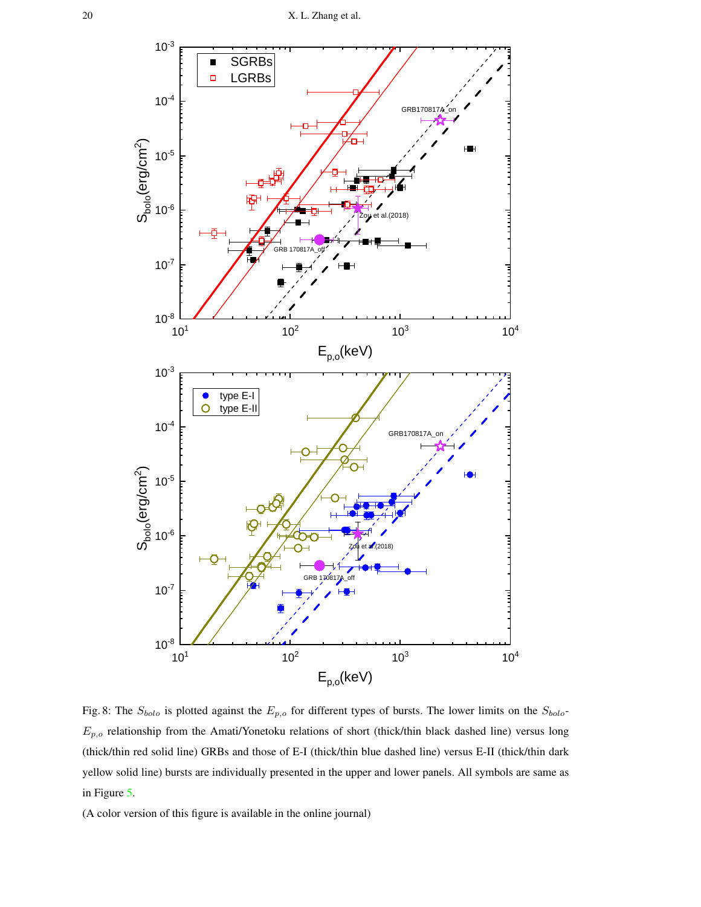Fig. 8: The $S_{bolo}$ is plotted against the $E_{p,o}$ for different types of bursts. The lower limits on the $S_{bolo}$-$E_{p,o}$ relationship from the Amati/Yonetoku relations of short (thick/thin black dashed line) versus long (thick/thin red solid line) GRBs and those of E-I (thick/thin blue dashed line) versus E-II (thick/thin dark yellow solid line) bursts are individually presented in the upper and lower panels. All symbols are same as in Figure 5.

(A color version of this figure is available in the online journal)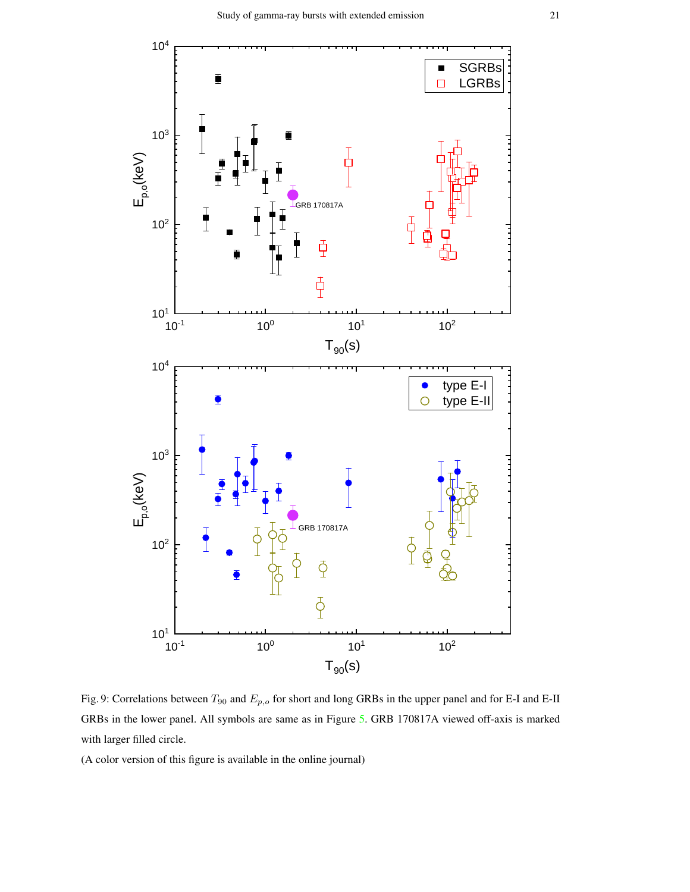Fig. 9: Correlations between $T_{90}$ and $E_{p,o}$ for short and long GRBs in the upper panel and for E-I and E-II GRBs in the lower panel. All symbols are same as in Figure 5. GRB 170817A viewed off-axis is marked with larger filled circle.

(A color version of this figure is available in the online journal)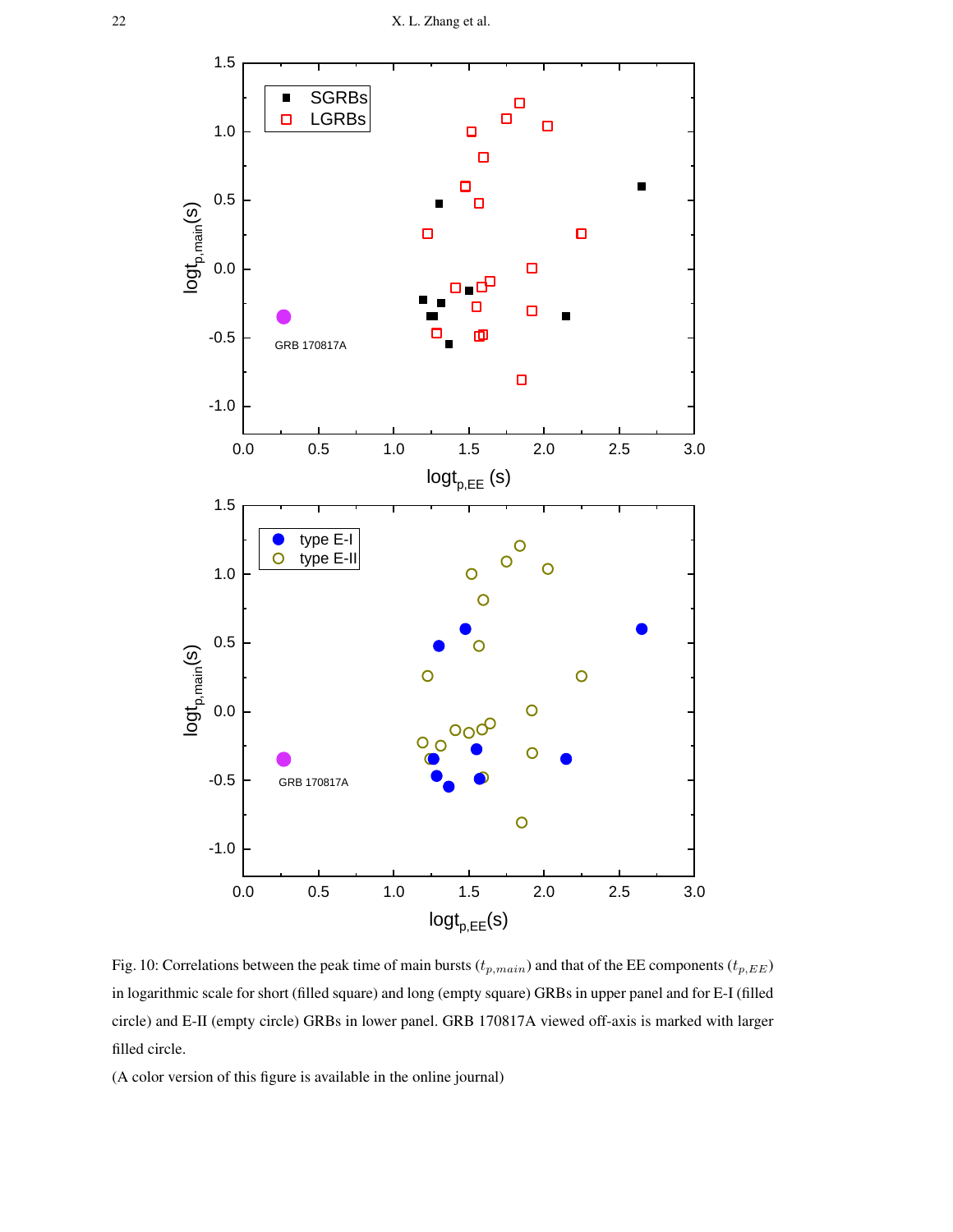Fig. 10: Correlations between the peak time of main bursts ($t_{p,main}$) and that of the EE components ($t_{p,EE}$) in logarithmic scale for short (filled square) and long (empty square) GRBs in upper panel and for E-I (filled circle) and E-II (empty circle) GRBs in lower panel. GRB 170817A viewed off-axis is marked with larger filled circle.

(A color version of this figure is available in the online journal)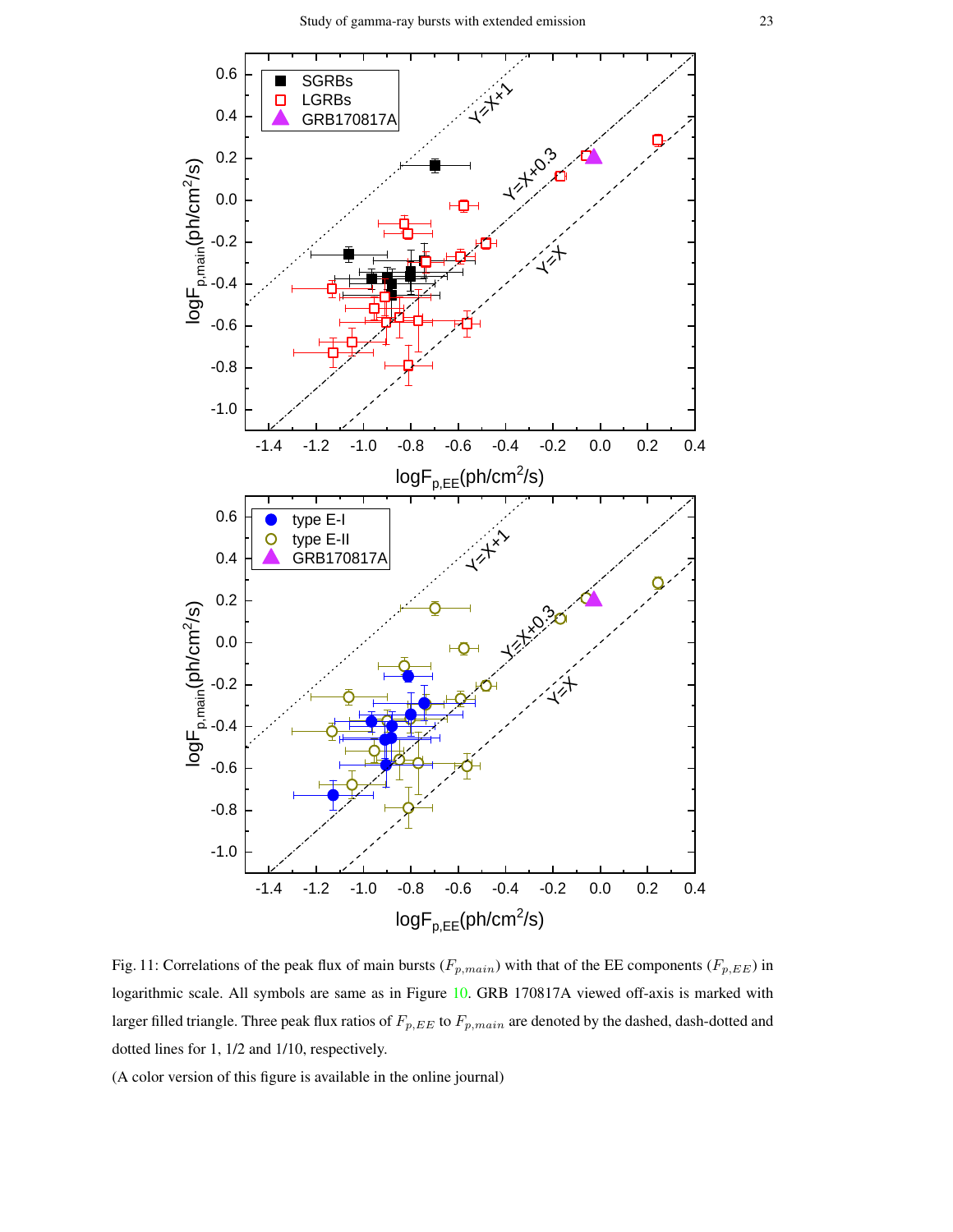Fig. 11: Correlations of the peak flux of main bursts ($F_{p,main}$) with that of the EE components ($F_{p,EE}$) in logarithmic scale. All symbols are same as in Figure 10. GRB 170817A viewed off-axis is marked with larger filled triangle. Three peak flux ratios of $F_{p,EE}$ to $F_{p,main}$ are denoted by the dashed, dash-dotted and dotted lines for 1, 1/2 and 1/10, respectively.

(A color version of this figure is available in the online journal)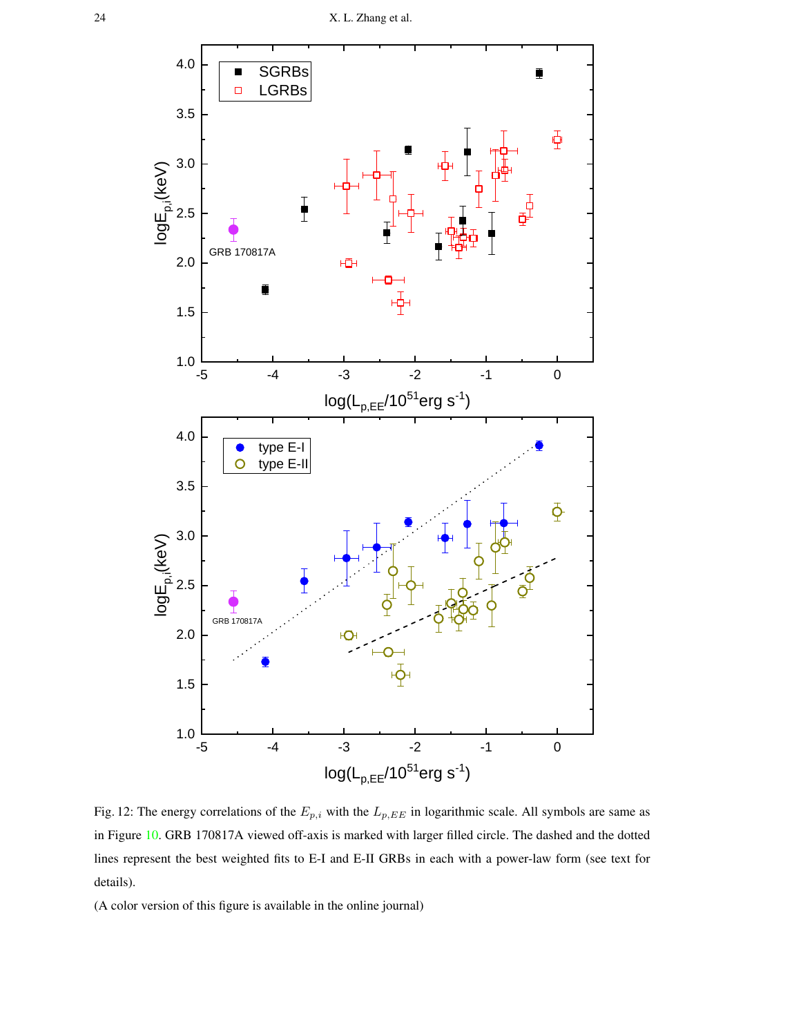SGRBs
LGRBs
GRB 170817A
$\log E_{p,i}$(keV)
$\log(L_{p,EE}/10^{51}$erg s$^{-1}$)

type E-I
type E-II
GRB 170817A
$\log E_{p,i}$(keV)
$\log(L_{p,EE}/10^{51}$erg s$^{-1}$)

Fig. 12: The energy correlations of the $E_{p,i}$ with the $L_{p,EE}$ in logarithmic scale. All symbols are same as in Figure 10. GRB 170817A viewed off-axis is marked with larger filled circle. The dashed and the dotted lines represent the best weighted fits to E-I and E-II GRBs in each with a power-law form (see text for details).

(A color version of this figure is available in the online journal)